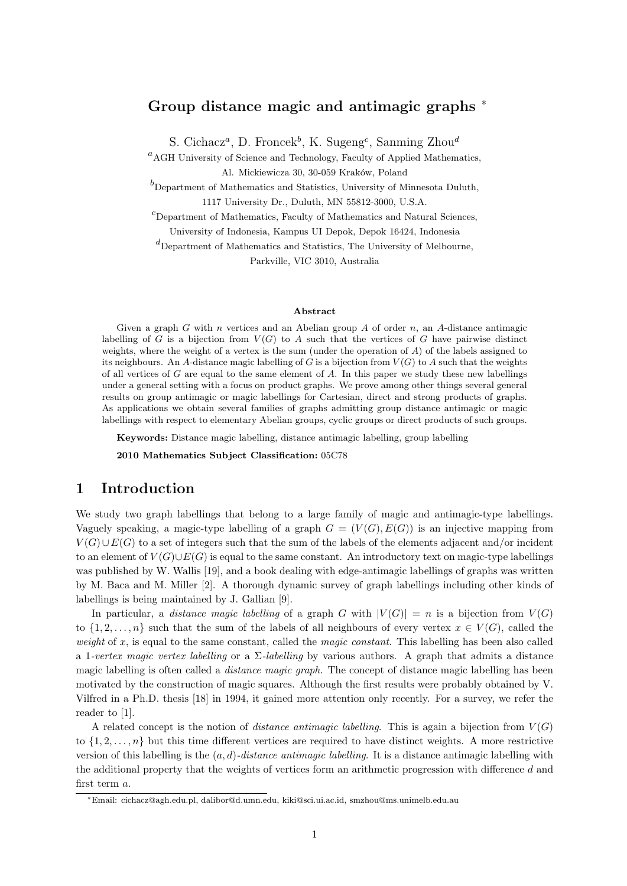# Group distance magic and antimagic graphs *

S. Cichacz[a], D. Froncek[b], K. Sugeng[c], Sanming Zhou[d]

[a]AGH University of Science and Technology, Faculty of Applied Mathematics, Al. Mickiewicza 30, 30-059 Kraków, Poland

[b]Department of Mathematics and Statistics, University of Minnesota Duluth, 1117 University Dr., Duluth, MN 55812-3000, U.S.A.

[c]Department of Mathematics, Faculty of Mathematics and Natural Sciences, University of Indonesia, Kampus UI Depok, Depok 16424, Indonesia

[d]Department of Mathematics and Statistics, The University of Melbourne, Parkville, VIC 3010, Australia

**Abstract**

Given a graph $G$ with $n$ vertices and an Abelian group $A$ of order $n$, an $A$-distance antimagic labelling of $G$ is a bijection from $V(G)$ to $A$ such that the vertices of $G$ have pairwise distinct weights, where the weight of a vertex is the sum (under the operation of $A$) of the labels assigned to its neighbours. An $A$-distance magic labelling of $G$ is a bijection from $V(G)$ to $A$ such that the weights of all vertices of $G$ are equal to the same element of $A$. In this paper we study these new labellings under a general setting with a focus on product graphs. We prove among other things several general results on group antimagic or magic labellings for Cartesian, direct and strong products of graphs. As applications we obtain several families of graphs admitting group distance antimagic or magic labellings with respect to elementary Abelian groups, cyclic groups or direct products of such groups.

**Keywords:** Distance magic labelling, distance antimagic labelling, group labelling

**2010 Mathematics Subject Classification:** 05C78

## 1 Introduction

We study two graph labellings that belong to a large family of magic and antimagic-type labellings. Vaguely speaking, a magic-type labelling of a graph $G = (V(G), E(G))$ is an injective mapping from $V(G) \cup E(G)$ to a set of integers such that the sum of the labels of the elements adjacent and/or incident to an element of $V(G) \cup E(G)$ is equal to the same constant. An introductory text on magic-type labellings was published by W. Wallis [19], and a book dealing with edge-antimagic labellings of graphs was written by M. Baca and M. Miller [2]. A thorough dynamic survey of graph labellings including other kinds of labellings is being maintained by J. Gallian [9].

In particular, a *distance magic labelling* of a graph $G$ with $|V(G)| = n$ is a bijection from $V(G)$ to $\{1, 2, \dots, n\}$ such that the sum of the labels of all neighbours of every vertex $x \in V(G)$, called the *weight* of $x$, is equal to the same constant, called the *magic constant*. This labelling has been also called a 1-*vertex magic vertex labelling* or a $\Sigma$-*labelling* by various authors. A graph that admits a distance magic labelling is often called a *distance magic graph*. The concept of distance magic labelling has been motivated by the construction of magic squares. Although the first results were probably obtained by V. Vilfred in a Ph.D. thesis [18] in 1994, it gained more attention only recently. For a survey, we refer the reader to [1].

A related concept is the notion of *distance antimagic labelling*. This is again a bijection from $V(G)$ to $\{1, 2, \dots, n\}$ but this time different vertices are required to have distinct weights. A more restrictive version of this labelling is the $(a, d)$-*distance antimagic labelling*. It is a distance antimagic labelling with the additional property that the weights of vertices form an arithmetic progression with difference $d$ and first term $a$.

*Email: cichacz@agh.edu.pl, dalibor@d.umn.edu, kiki@sci.ui.ac.id, smzhou@ms.unimelb.edu.au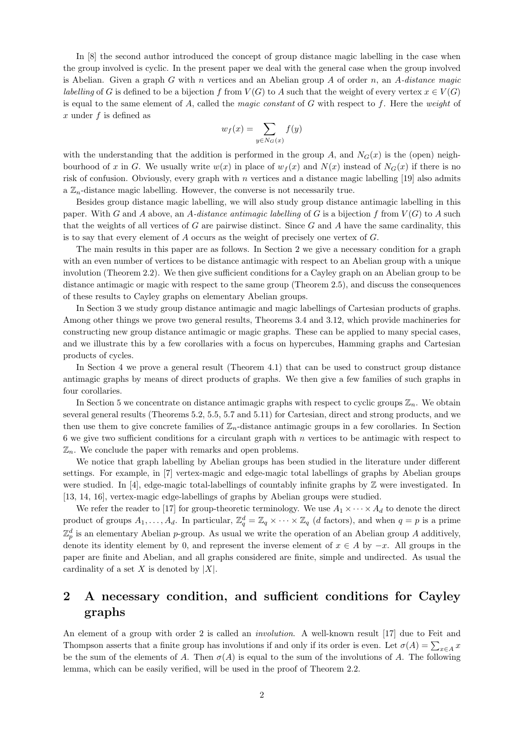In [8] the second author introduced the concept of group distance magic labelling in the case when the group involved is cyclic. In the present paper we deal with the general case when the group involved is Abelian. Given a graph $G$ with $n$ vertices and an Abelian group $A$ of order $n$, an *$A$-distance magic labelling* of $G$ is defined to be a bijection $f$ from $V(G)$ to $A$ such that the weight of every vertex $x \in V(G)$ is equal to the same element of $A$, called the *magic constant* of $G$ with respect to $f$. Here the *weight* of $x$ under $f$ is defined as

$$w_f(x) = \sum_{y \in N_G(x)} f(y)$$

with the understanding that the addition is performed in the group $A$, and $N_G(x)$ is the (open) neighbourhood of $x$ in $G$. We usually write $w(x)$ in place of $w_f(x)$ and $N(x)$ instead of $N_G(x)$ if there is no risk of confusion. Obviously, every graph with $n$ vertices and a distance magic labelling [19] also admits a $\mathbb{Z}_n$-distance magic labelling. However, the converse is not necessarily true.

Besides group distance magic labelling, we will also study group distance antimagic labelling in this paper. With $G$ and $A$ above, an *$A$-distance antimagic labelling* of $G$ is a bijection $f$ from $V(G)$ to $A$ such that the weights of all vertices of $G$ are pairwise distinct. Since $G$ and $A$ have the same cardinality, this is to say that every element of $A$ occurs as the weight of precisely one vertex of $G$.

The main results in this paper are as follows. In Section 2 we give a necessary condition for a graph with an even number of vertices to be distance antimagic with respect to an Abelian group with a unique involution (Theorem 2.2). We then give sufficient conditions for a Cayley graph on an Abelian group to be distance antimagic or magic with respect to the same group (Theorem 2.5), and discuss the consequences of these results to Cayley graphs on elementary Abelian groups.

In Section 3 we study group distance antimagic and magic labellings of Cartesian products of graphs. Among other things we prove two general results, Theorems 3.4 and 3.12, which provide machineries for constructing new group distance antimagic or magic graphs. These can be applied to many special cases, and we illustrate this by a few corollaries with a focus on hypercubes, Hamming graphs and Cartesian products of cycles.

In Section 4 we prove a general result (Theorem 4.1) that can be used to construct group distance antimagic graphs by means of direct products of graphs. We then give a few families of such graphs in four corollaries.

In Section 5 we concentrate on distance antimagic graphs with respect to cyclic groups $\mathbb{Z}_n$. We obtain several general results (Theorems 5.2, 5.5, 5.7 and 5.11) for Cartesian, direct and strong products, and we then use them to give concrete families of $\mathbb{Z}_n$-distance antimagic groups in a few corollaries. In Section 6 we give two sufficient conditions for a circulant graph with $n$ vertices to be antimagic with respect to $\mathbb{Z}_n$. We conclude the paper with remarks and open problems.

We notice that graph labelling by Abelian groups has been studied in the literature under different settings. For example, in [7] vertex-magic and edge-magic total labellings of graphs by Abelian groups were studied. In [4], edge-magic total-labellings of countably infinite graphs by $\mathbb{Z}$ were investigated. In [13, 14, 16], vertex-magic edge-labellings of graphs by Abelian groups were studied.

We refer the reader to [17] for group-theoretic terminology. We use $A_1 \times \cdots \times A_d$ to denote the direct product of groups $A_1, \ldots, A_d$. In particular, $\mathbb{Z}_q^d = \mathbb{Z}_q \times \cdots \times \mathbb{Z}_q$ ($d$ factors), and when $q = p$ is a prime $\mathbb{Z}_p^d$ is an elementary Abelian $p$-group. As usual we write the operation of an Abelian group $A$ additively, denote its identity element by 0, and represent the inverse element of $x \in A$ by $-x$. All groups in the paper are finite and Abelian, and all graphs considered are finite, simple and undirected. As usual the cardinality of a set $X$ is denoted by $|X|$.

## 2 A necessary condition, and sufficient conditions for Cayley graphs

An element of a group with order 2 is called an *involution*. A well-known result [17] due to Feit and Thompson asserts that a finite group has involutions if and only if its order is even. Let $\sigma(A) = \sum_{x \in A} x$ be the sum of the elements of $A$. Then $\sigma(A)$ is equal to the sum of the involutions of $A$. The following lemma, which can be easily verified, will be used in the proof of Theorem 2.2.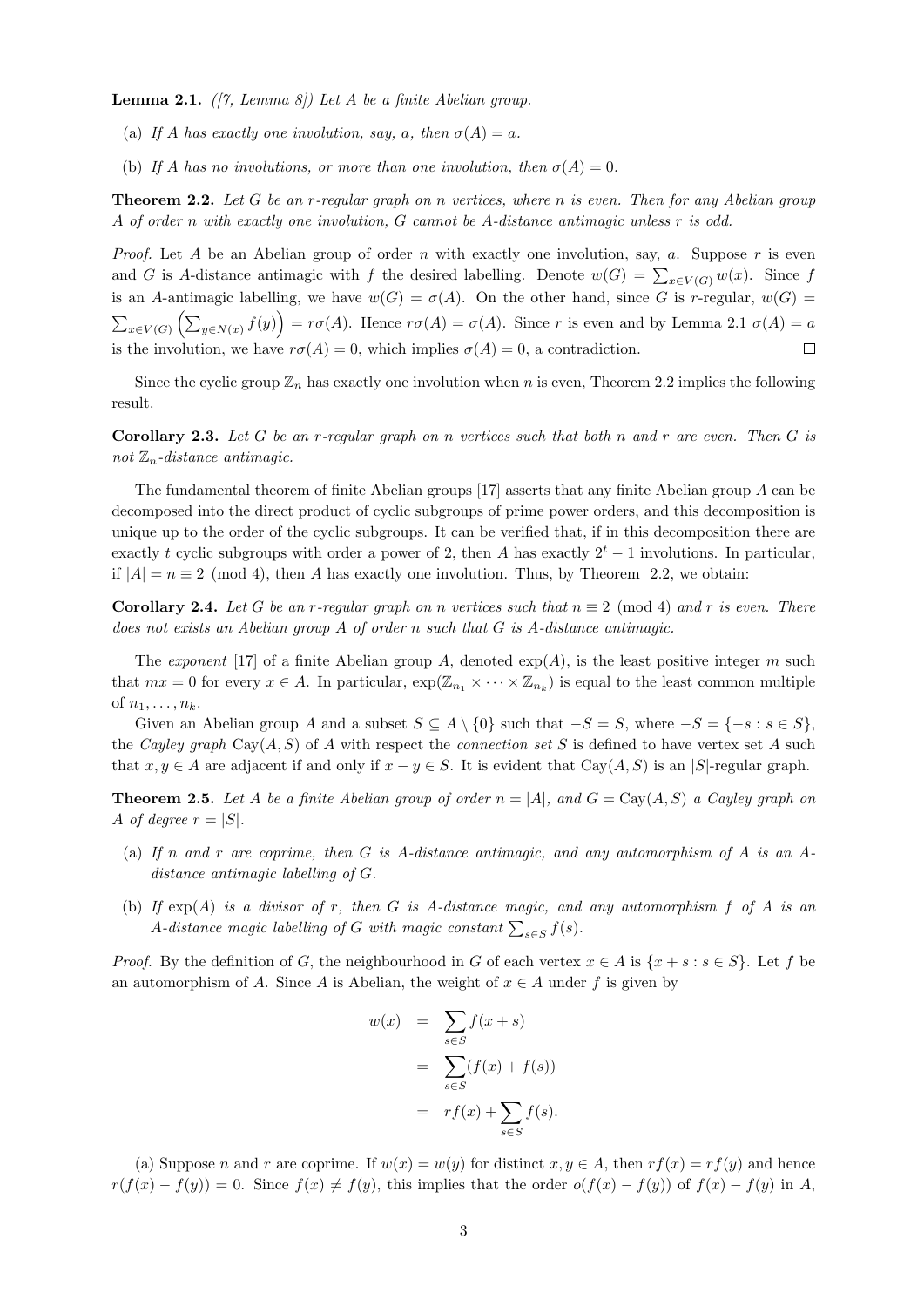**Lemma 2.1.** *([7, Lemma 8]) Let $A$ be a finite Abelian group.*

(a) *If $A$ has exactly one involution, say, $a$, then $\sigma(A) = a$.*

(b) *If $A$ has no involutions, or more than one involution, then $\sigma(A) = 0$.*

**Theorem 2.2.** *Let $G$ be an $r$-regular graph on $n$ vertices, where $n$ is even. Then for any Abelian group $A$ of order $n$ with exactly one involution, $G$ cannot be $A$-distance antimagic unless $r$ is odd.*

*Proof.* Let $A$ be an Abelian group of order $n$ with exactly one involution, say, $a$. Suppose $r$ is even and $G$ is $A$-distance antimagic with $f$ the desired labelling. Denote $w(G) = \sum_{x \in V(G)} w(x)$. Since $f$ is an $A$-antimagic labelling, we have $w(G) = \sigma(A)$. On the other hand, since $G$ is $r$-regular, $w(G) = \sum_{x \in V(G)} \left( \sum_{y \in N(x)} f(y) \right) = r\sigma(A)$. Hence $r\sigma(A) = \sigma(A)$. Since $r$ is even and by Lemma 2.1 $\sigma(A) = a$ is the involution, we have $r\sigma(A) = 0$, which implies $\sigma(A) = 0$, a contradiction. □

Since the cyclic group $\mathbb{Z}_n$ has exactly one involution when $n$ is even, Theorem 2.2 implies the following result.

**Corollary 2.3.** *Let $G$ be an $r$-regular graph on $n$ vertices such that both $n$ and $r$ are even. Then $G$ is not $\mathbb{Z}_n$-distance antimagic.*

The fundamental theorem of finite Abelian groups [17] asserts that any finite Abelian group $A$ can be decomposed into the direct product of cyclic subgroups of prime power orders, and this decomposition is unique up to the order of the cyclic subgroups. It can be verified that, if in this decomposition there are exactly $t$ cyclic subgroups with order a power of 2, then $A$ has exactly $2^t - 1$ involutions. In particular, if $|A| = n \equiv 2 \pmod 4$, then $A$ has exactly one involution. Thus, by Theorem 2.2, we obtain:

**Corollary 2.4.** *Let $G$ be an $r$-regular graph on $n$ vertices such that $n \equiv 2 \pmod 4$ and $r$ is even. There does not exists an Abelian group $A$ of order $n$ such that $G$ is $A$-distance antimagic.*

The *exponent* [17] of a finite Abelian group $A$, denoted $\exp(A)$, is the least positive integer $m$ such that $mx = 0$ for every $x \in A$. In particular, $\exp(\mathbb{Z}_{n_1} \times \cdots \times \mathbb{Z}_{n_k})$ is equal to the least common multiple of $n_1, \ldots, n_k$.

Given an Abelian group $A$ and a subset $S \subseteq A \setminus \{0\}$ such that $-S = S$, where $-S = \{-s : s \in S\}$, the *Cayley graph* $\mathrm{Cay}(A, S)$ of $A$ with respect the *connection set* $S$ is defined to have vertex set $A$ such that $x, y \in A$ are adjacent if and only if $x - y \in S$. It is evident that $\mathrm{Cay}(A, S)$ is an $|S|$-regular graph.

**Theorem 2.5.** *Let $A$ be a finite Abelian group of order $n = |A|$, and $G = \mathrm{Cay}(A, S)$ a Cayley graph on $A$ of degree $r = |S|$.*

(a) *If $n$ and $r$ are coprime, then $G$ is $A$-distance antimagic, and any automorphism of $A$ is an $A$-distance antimagic labelling of $G$.*

(b) *If $\exp(A)$ is a divisor of $r$, then $G$ is $A$-distance magic, and any automorphism $f$ of $A$ is an $A$-distance magic labelling of $G$ with magic constant $\sum_{s \in S} f(s)$.*

*Proof.* By the definition of $G$, the neighbourhood in $G$ of each vertex $x \in A$ is $\{x + s : s \in S\}$. Let $f$ be an automorphism of $A$. Since $A$ is Abelian, the weight of $x \in A$ under $f$ is given by

$$
\begin{aligned}
w(x) &= \sum_{s \in S} f(x + s) \\
&= \sum_{s \in S} (f(x) + f(s)) \\
&= rf(x) + \sum_{s \in S} f(s).
\end{aligned}
$$

(a) Suppose $n$ and $r$ are coprime. If $w(x) = w(y)$ for distinct $x, y \in A$, then $rf(x) = rf(y)$ and hence $r(f(x) - f(y)) = 0$. Since $f(x) \neq f(y)$, this implies that the order $o(f(x) - f(y))$ of $f(x) - f(y)$ in $A$,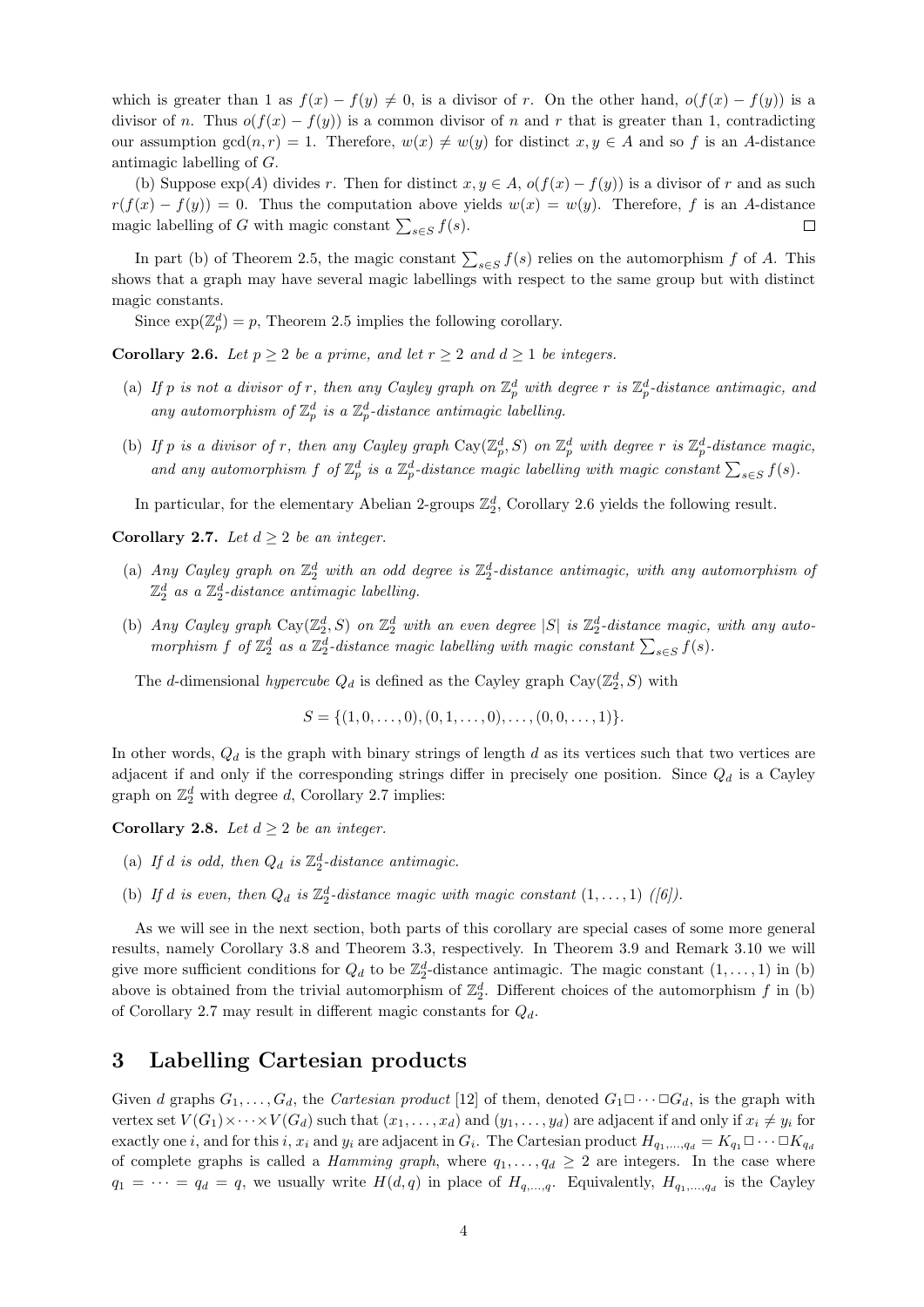which is greater than 1 as $f(x) - f(y) \neq 0$, is a divisor of $r$. On the other hand, $o(f(x) - f(y))$ is a divisor of $n$. Thus $o(f(x) - f(y))$ is a common divisor of $n$ and $r$ that is greater than 1, contradicting our assumption $\gcd(n, r) = 1$. Therefore, $w(x) \neq w(y)$ for distinct $x, y \in A$ and so $f$ is an $A$-distance antimagic labelling of $G$.

(b) Suppose $\exp(A)$ divides $r$. Then for distinct $x, y \in A$, $o(f(x) - f(y))$ is a divisor of $r$ and as such $r(f(x) - f(y)) = 0$. Thus the computation above yields $w(x) = w(y)$. Therefore, $f$ is an $A$-distance magic labelling of $G$ with magic constant $\sum_{s \in S} f(s)$. □

In part (b) of Theorem 2.5, the magic constant $\sum_{s \in S} f(s)$ relies on the automorphism $f$ of $A$. This shows that a graph may have several magic labellings with respect to the same group but with distinct magic constants.

Since $\exp(\mathbb{Z}_p^d) = p$, Theorem 2.5 implies the following corollary.

**Corollary 2.6.** *Let $p \geq 2$ be a prime, and let $r \geq 2$ and $d \geq 1$ be integers.*

(a) *If $p$ is not a divisor of $r$, then any Cayley graph on $\mathbb{Z}_p^d$ with degree $r$ is $\mathbb{Z}_p^d$-distance antimagic, and any automorphism of $\mathbb{Z}_p^d$ is a $\mathbb{Z}_p^d$-distance antimagic labelling.*

(b) *If $p$ is a divisor of $r$, then any Cayley graph $\mathrm{Cay}(\mathbb{Z}_p^d, S)$ on $\mathbb{Z}_p^d$ with degree $r$ is $\mathbb{Z}_p^d$-distance magic, and any automorphism $f$ of $\mathbb{Z}_p^d$ is a $\mathbb{Z}_p^d$-distance magic labelling with magic constant $\sum_{s \in S} f(s)$.*

In particular, for the elementary Abelian 2-groups $\mathbb{Z}_2^d$, Corollary 2.6 yields the following result.

**Corollary 2.7.** *Let $d \geq 2$ be an integer.*

(a) *Any Cayley graph on $\mathbb{Z}_2^d$ with an odd degree is $\mathbb{Z}_2^d$-distance antimagic, with any automorphism of $\mathbb{Z}_2^d$ as a $\mathbb{Z}_2^d$-distance antimagic labelling.*

(b) *Any Cayley graph $\mathrm{Cay}(\mathbb{Z}_2^d, S)$ on $\mathbb{Z}_2^d$ with an even degree $|S|$ is $\mathbb{Z}_2^d$-distance magic, with any automorphism $f$ of $\mathbb{Z}_2^d$ as a $\mathbb{Z}_2^d$-distance magic labelling with magic constant $\sum_{s \in S} f(s)$.*

The $d$-dimensional *hypercube* $Q_d$ is defined as the Cayley graph $\mathrm{Cay}(\mathbb{Z}_2^d, S)$ with

$$S = \{(1, 0, \ldots, 0), (0, 1, \ldots, 0), \ldots, (0, 0, \ldots, 1)\}.$$

In other words, $Q_d$ is the graph with binary strings of length $d$ as its vertices such that two vertices are adjacent if and only if the corresponding strings differ in precisely one position. Since $Q_d$ is a Cayley graph on $\mathbb{Z}_2^d$ with degree $d$, Corollary 2.7 implies:

**Corollary 2.8.** *Let $d \geq 2$ be an integer.*

(a) *If $d$ is odd, then $Q_d$ is $\mathbb{Z}_2^d$-distance antimagic.*

(b) *If $d$ is even, then $Q_d$ is $\mathbb{Z}_2^d$-distance magic with magic constant $(1, \ldots, 1)$ ([6]).*

As we will see in the next section, both parts of this corollary are special cases of some more general results, namely Corollary 3.8 and Theorem 3.3, respectively. In Theorem 3.9 and Remark 3.10 we will give more sufficient conditions for $Q_d$ to be $\mathbb{Z}_2^d$-distance antimagic. The magic constant $(1, \ldots, 1)$ in (b) above is obtained from the trivial automorphism of $\mathbb{Z}_2^d$. Different choices of the automorphism $f$ in (b) of Corollary 2.7 may result in different magic constants for $Q_d$.

# 3 Labelling Cartesian products

Given $d$ graphs $G_1, \ldots, G_d$, the *Cartesian product* [12] of them, denoted $G_1 \square \cdots \square G_d$, is the graph with vertex set $V(G_1) \times \cdots \times V(G_d)$ such that $(x_1, \ldots, x_d)$ and $(y_1, \ldots, y_d)$ are adjacent if and only if $x_i \neq y_i$ for exactly one $i$, and for this $i$, $x_i$ and $y_i$ are adjacent in $G_i$. The Cartesian product $H_{q_1,\ldots,q_d} = K_{q_1} \square \cdots \square K_{q_d}$ of complete graphs is called a *Hamming graph*, where $q_1, \ldots, q_d \geq 2$ are integers. In the case where $q_1 = \cdots = q_d = q$, we usually write $H(d, q)$ in place of $H_{q,\ldots,q}$. Equivalently, $H_{q_1,\ldots,q_d}$ is the Cayley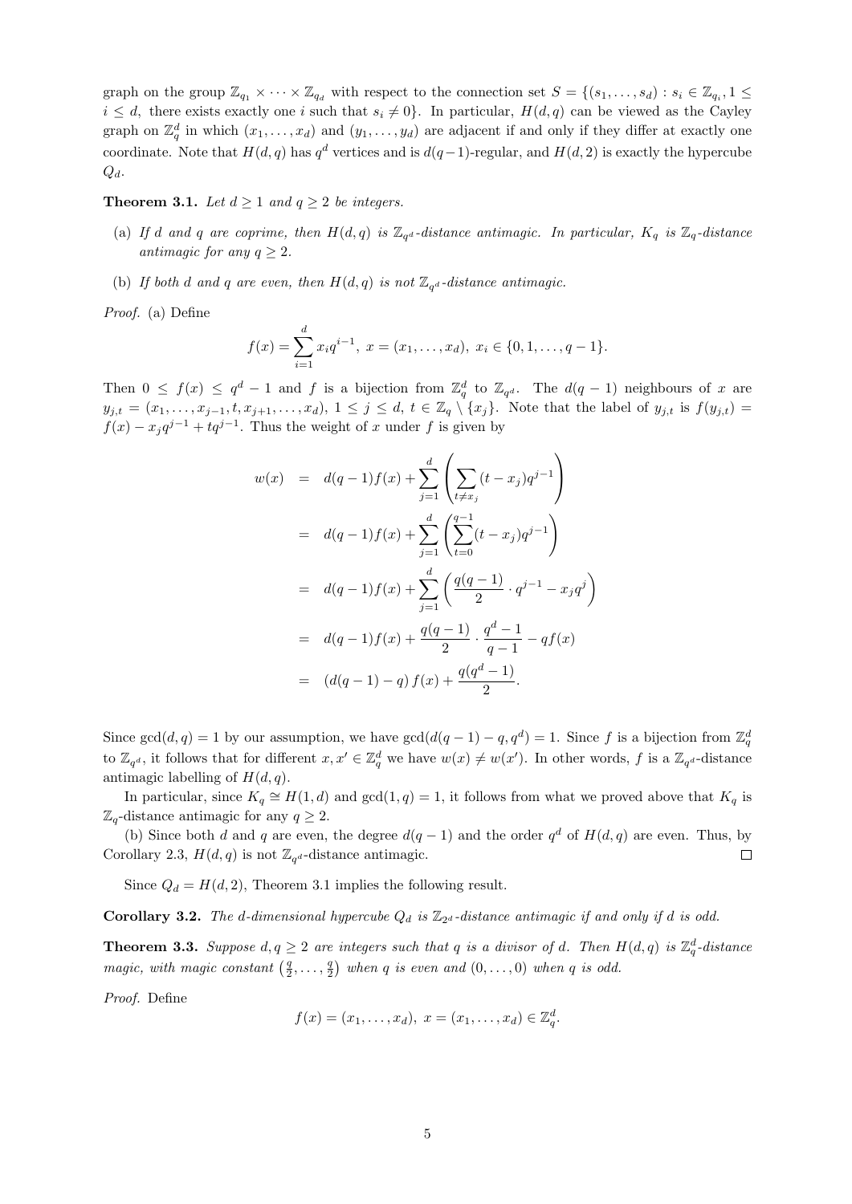graph on the group $\mathbb{Z}_{q_1} \times \cdots \times \mathbb{Z}_{q_d}$ with respect to the connection set $S = \{(s_1, \ldots, s_d) : s_i \in \mathbb{Z}_{q_i}, 1 \le i \le d$, there exists exactly one $i$ such that $s_i \ne 0\}$. In particular, $H(d, q)$ can be viewed as the Cayley graph on $\mathbb{Z}_q^d$ in which $(x_1, \ldots, x_d)$ and $(y_1, \ldots, y_d)$ are adjacent if and only if they differ at exactly one coordinate. Note that $H(d, q)$ has $q^d$ vertices and is $d(q-1)$-regular, and $H(d, 2)$ is exactly the hypercube $Q_d$.

**Theorem 3.1.** *Let $d \ge 1$ and $q \ge 2$ be integers.*

(a) *If $d$ and $q$ are coprime, then $H(d, q)$ is $\mathbb{Z}_{q^d}$-distance antimagic. In particular, $K_q$ is $\mathbb{Z}_q$-distance antimagic for any $q \ge 2$.*

(b) *If both $d$ and $q$ are even, then $H(d, q)$ is not $\mathbb{Z}_{q^d}$-distance antimagic.*

*Proof.* (a) Define

$$f(x) = \sum_{i=1}^{d} x_i q^{i-1},\ x = (x_1, \ldots, x_d),\ x_i \in \{0, 1, \ldots, q-1\}.$$

Then $0 \le f(x) \le q^d - 1$ and $f$ is a bijection from $\mathbb{Z}_q^d$ to $\mathbb{Z}_{q^d}$. The $d(q-1)$ neighbours of $x$ are $y_{j,t} = (x_1, \ldots, x_{j-1}, t, x_{j+1}, \ldots, x_d)$, $1 \le j \le d$, $t \in \mathbb{Z}_q \setminus \{x_j\}$. Note that the label of $y_{j,t}$ is $f(y_{j,t}) = f(x) - x_j q^{j-1} + t q^{j-1}$. Thus the weight of $x$ under $f$ is given by

$$\begin{aligned}
w(x) &= d(q-1)f(x) + \sum_{j=1}^{d} \left( \sum_{t \ne x_j} (t - x_j) q^{j-1} \right) \\
&= d(q-1)f(x) + \sum_{j=1}^{d} \left( \sum_{t=0}^{q-1} (t - x_j) q^{j-1} \right) \\
&= d(q-1)f(x) + \sum_{j=1}^{d} \left( \frac{q(q-1)}{2} \cdot q^{j-1} - x_j q^j \right) \\
&= d(q-1)f(x) + \frac{q(q-1)}{2} \cdot \frac{q^d - 1}{q-1} - q f(x) \\
&= \left(d(q-1) - q\right) f(x) + \frac{q(q^d - 1)}{2}.
\end{aligned}$$

Since $\gcd(d, q) = 1$ by our assumption, we have $\gcd(d(q-1) - q, q^d) = 1$. Since $f$ is a bijection from $\mathbb{Z}_q^d$ to $\mathbb{Z}_{q^d}$, it follows that for different $x, x' \in \mathbb{Z}_q^d$ we have $w(x) \ne w(x')$. In other words, $f$ is a $\mathbb{Z}_{q^d}$-distance antimagic labelling of $H(d, q)$.

In particular, since $K_q \cong H(1, d)$ and $\gcd(1, q) = 1$, it follows from what we proved above that $K_q$ is $\mathbb{Z}_q$-distance antimagic for any $q \ge 2$.

(b) Since both $d$ and $q$ are even, the degree $d(q-1)$ and the order $q^d$ of $H(d, q)$ are even. Thus, by Corollary 2.3, $H(d, q)$ is not $\mathbb{Z}_{q^d}$-distance antimagic. $\square$

Since $Q_d = H(d, 2)$, Theorem 3.1 implies the following result.

**Corollary 3.2.** *The $d$-dimensional hypercube $Q_d$ is $\mathbb{Z}_{2^d}$-distance antimagic if and only if $d$ is odd.*

**Theorem 3.3.** *Suppose $d, q \ge 2$ are integers such that $q$ is a divisor of $d$. Then $H(d, q)$ is $\mathbb{Z}_q^d$-distance magic, with magic constant $\left(\frac{q}{2}, \ldots, \frac{q}{2}\right)$ when $q$ is even and $(0, \ldots, 0)$ when $q$ is odd.*

*Proof.* Define

$$f(x) = (x_1, \ldots, x_d),\ x = (x_1, \ldots, x_d) \in \mathbb{Z}_q^d.$$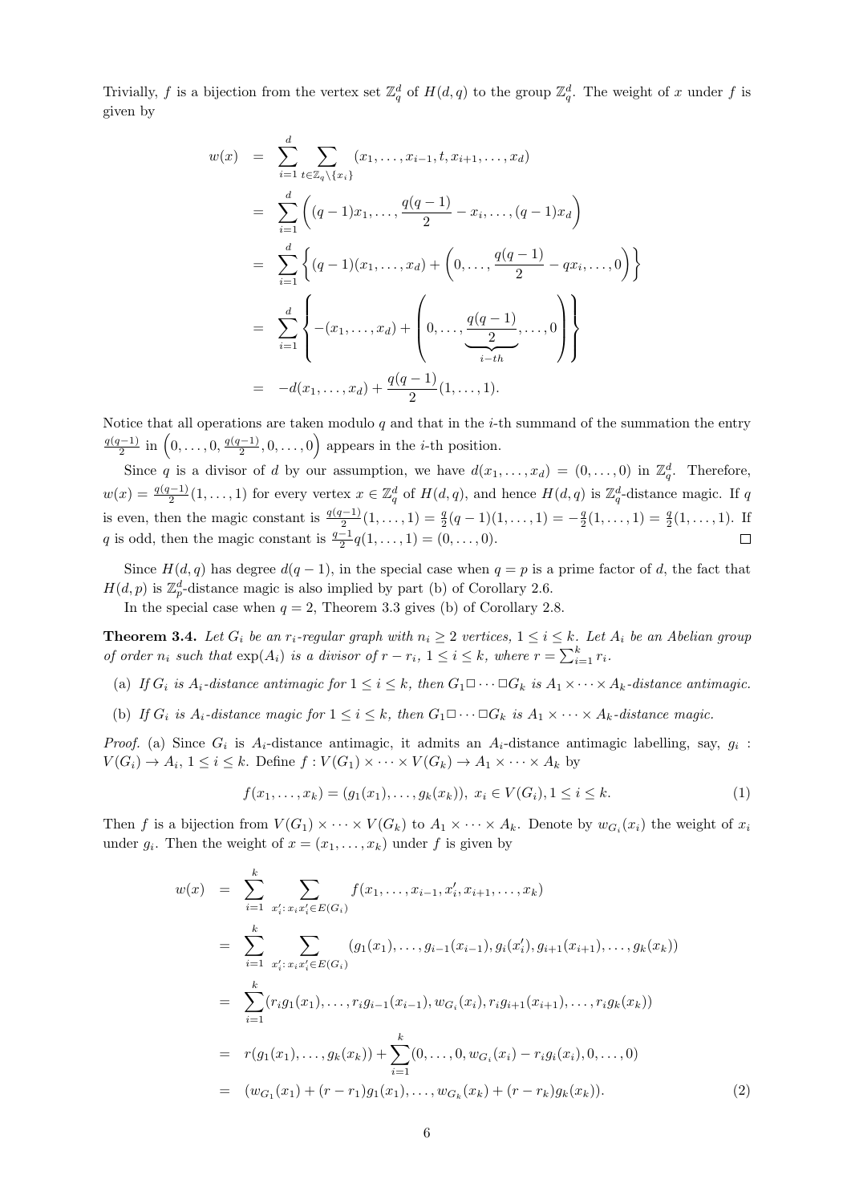Trivially, $f$ is a bijection from the vertex set $\mathbb{Z}_q^d$ of $H(d,q)$ to the group $\mathbb{Z}_q^d$. The weight of $x$ under $f$ is given by

$$
\begin{aligned}
w(x) &= \sum_{i=1}^{d} \sum_{t \in \mathbb{Z}_q \setminus \{x_i\}} (x_1, \ldots, x_{i-1}, t, x_{i+1}, \ldots, x_d) \\
&= \sum_{i=1}^{d} \left( (q-1)x_1, \ldots, \frac{q(q-1)}{2} - x_i, \ldots, (q-1)x_d \right) \\
&= \sum_{i=1}^{d} \left\{ (q-1)(x_1, \ldots, x_d) + \left(0, \ldots, \frac{q(q-1)}{2} - qx_i, \ldots, 0\right) \right\} \\
&= \sum_{i=1}^{d} \left\{ -(x_1, \ldots, x_d) + \left(0, \ldots, \underbrace{\frac{q(q-1)}{2}}_{i\text{-}th}, \ldots, 0\right) \right\} \\
&= -d(x_1, \ldots, x_d) + \frac{q(q-1)}{2}(1, \ldots, 1).
\end{aligned}
$$

Notice that all operations are taken modulo $q$ and that in the $i$-th summand of the summation the entry $\frac{q(q-1)}{2}$ in $\left(0, \ldots, 0, \frac{q(q-1)}{2}, 0, \ldots, 0\right)$ appears in the $i$-th position.

Since $q$ is a divisor of $d$ by our assumption, we have $d(x_1, \ldots, x_d) = (0, \ldots, 0)$ in $\mathbb{Z}_q^d$. Therefore, $w(x) = \frac{q(q-1)}{2}(1, \ldots, 1)$ for every vertex $x \in \mathbb{Z}_q^d$ of $H(d,q)$, and hence $H(d,q)$ is $\mathbb{Z}_q^d$-distance magic. If $q$ is even, then the magic constant is $\frac{q(q-1)}{2}(1, \ldots, 1) = \frac{q}{2}(q-1)(1, \ldots, 1) = -\frac{q}{2}(1, \ldots, 1) = \frac{q}{2}(1, \ldots, 1)$. If $q$ is odd, then the magic constant is $\frac{q-1}{2}q(1, \ldots, 1) = (0, \ldots, 0)$. □

Since $H(d,q)$ has degree $d(q-1)$, in the special case when $q = p$ is a prime factor of $d$, the fact that $H(d,p)$ is $\mathbb{Z}_p^d$-distance magic is also implied by part (b) of Corollary 2.6.

In the special case when $q = 2$, Theorem 3.3 gives (b) of Corollary 2.8.

**Theorem 3.4.** *Let $G_i$ be an $r_i$-regular graph with $n_i \geq 2$ vertices, $1 \leq i \leq k$. Let $A_i$ be an Abelian group of order $n_i$ such that $\exp(A_i)$ is a divisor of $r - r_i$, $1 \leq i \leq k$, where $r = \sum_{i=1}^{k} r_i$.*

- (a) *If $G_i$ is $A_i$-distance antimagic for $1 \leq i \leq k$, then $G_1 \square \cdots \square G_k$ is $A_1 \times \cdots \times A_k$-distance antimagic.*
- (b) *If $G_i$ is $A_i$-distance magic for $1 \leq i \leq k$, then $G_1 \square \cdots \square G_k$ is $A_1 \times \cdots \times A_k$-distance magic.*

*Proof.* (a) Since $G_i$ is $A_i$-distance antimagic, it admits an $A_i$-distance antimagic labelling, say, $g_i : V(G_i) \to A_i$, $1 \leq i \leq k$. Define $f : V(G_1) \times \cdots \times V(G_k) \to A_1 \times \cdots \times A_k$ by

$$
f(x_1, \ldots, x_k) = (g_1(x_1), \ldots, g_k(x_k)),\ x_i \in V(G_i), 1 \leq i \leq k. \tag{1}
$$

Then $f$ is a bijection from $V(G_1) \times \cdots \times V(G_k)$ to $A_1 \times \cdots \times A_k$. Denote by $w_{G_i}(x_i)$ the weight of $x_i$ under $g_i$. Then the weight of $x = (x_1, \ldots, x_k)$ under $f$ is given by

$$
\begin{aligned}
w(x) &= \sum_{i=1}^{k} \sum_{x_i' : x_i x_i' \in E(G_i)} f(x_1, \ldots, x_{i-1}, x_i', x_{i+1}, \ldots, x_k) \\
&= \sum_{i=1}^{k} \sum_{x_i' : x_i x_i' \in E(G_i)} (g_1(x_1), \ldots, g_{i-1}(x_{i-1}), g_i(x_i'), g_{i+1}(x_{i+1}), \ldots, g_k(x_k)) \\
&= \sum_{i=1}^{k} (r_i g_1(x_1), \ldots, r_i g_{i-1}(x_{i-1}), w_{G_i}(x_i), r_i g_{i+1}(x_{i+1}), \ldots, r_i g_k(x_k)) \\
&= r(g_1(x_1), \ldots, g_k(x_k)) + \sum_{i=1}^{k} (0, \ldots, 0, w_{G_i}(x_i) - r_i g_i(x_i), 0, \ldots, 0) \\
&= (w_{G_1}(x_1) + (r - r_1)g_1(x_1), \ldots, w_{G_k}(x_k) + (r - r_k)g_k(x_k)).
\end{aligned} \tag{2}
$$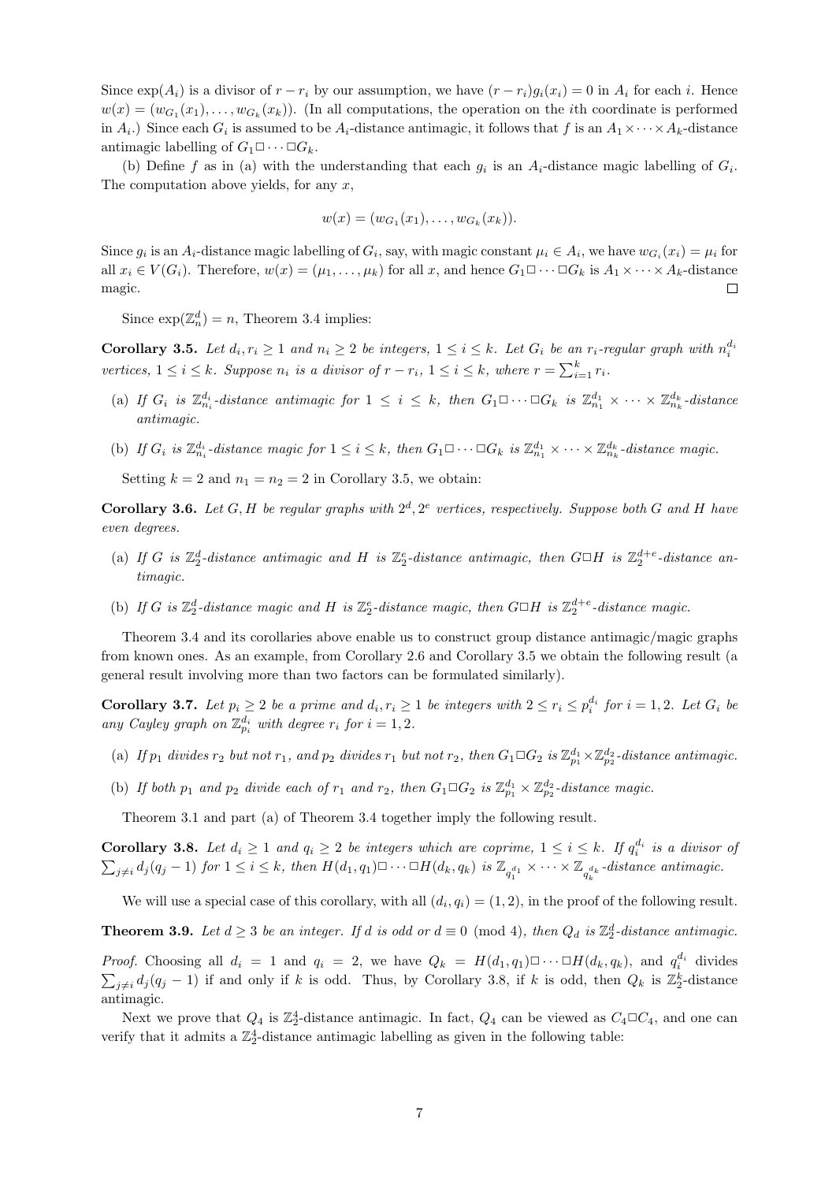Since $\exp(A_i)$ is a divisor of $r - r_i$ by our assumption, we have $(r - r_i)g_i(x_i) = 0$ in $A_i$ for each $i$. Hence $w(x) = (w_{G_1}(x_1), \ldots, w_{G_k}(x_k))$. (In all computations, the operation on the $i$th coordinate is performed in $A_i$.) Since each $G_i$ is assumed to be $A_i$-distance antimagic, it follows that $f$ is an $A_1 \times \cdots \times A_k$-distance antimagic labelling of $G_1 \Box \cdots \Box G_k$.

(b) Define $f$ as in (a) with the understanding that each $g_i$ is an $A_i$-distance magic labelling of $G_i$. The computation above yields, for any $x$,

$$w(x) = (w_{G_1}(x_1), \ldots, w_{G_k}(x_k)).$$

Since $g_i$ is an $A_i$-distance magic labelling of $G_i$, say, with magic constant $\mu_i \in A_i$, we have $w_{G_i}(x_i) = \mu_i$ for all $x_i \in V(G_i)$. Therefore, $w(x) = (\mu_1, \ldots, \mu_k)$ for all $x$, and hence $G_1 \Box \cdots \Box G_k$ is $A_1 \times \cdots \times A_k$-distance magic. $\square$

Since $\exp(\mathbb{Z}_n^d) = n$, Theorem 3.4 implies:

**Corollary 3.5.** *Let $d_i, r_i \geq 1$ and $n_i \geq 2$ be integers, $1 \leq i \leq k$. Let $G_i$ be an $r_i$-regular graph with $n_i^{d_i}$ vertices, $1 \leq i \leq k$. Suppose $n_i$ is a divisor of $r - r_i$, $1 \leq i \leq k$, where $r = \sum_{i=1}^k r_i$.*

- (a) *If $G_i$ is $\mathbb{Z}_{n_i}^{d_i}$-distance antimagic for $1 \leq i \leq k$, then $G_1 \Box \cdots \Box G_k$ is $\mathbb{Z}_{n_1}^{d_1} \times \cdots \times \mathbb{Z}_{n_k}^{d_k}$-distance antimagic.*
- (b) *If $G_i$ is $\mathbb{Z}_{n_i}^{d_i}$-distance magic for $1 \leq i \leq k$, then $G_1 \Box \cdots \Box G_k$ is $\mathbb{Z}_{n_1}^{d_1} \times \cdots \times \mathbb{Z}_{n_k}^{d_k}$-distance magic.*

Setting $k = 2$ and $n_1 = n_2 = 2$ in Corollary 3.5, we obtain:

**Corollary 3.6.** *Let $G, H$ be regular graphs with $2^d, 2^e$ vertices, respectively. Suppose both $G$ and $H$ have even degrees.*

- (a) *If $G$ is $\mathbb{Z}_2^d$-distance antimagic and $H$ is $\mathbb{Z}_2^e$-distance antimagic, then $G \Box H$ is $\mathbb{Z}_2^{d+e}$-distance antimagic.*
- (b) *If $G$ is $\mathbb{Z}_2^d$-distance magic and $H$ is $\mathbb{Z}_2^e$-distance magic, then $G \Box H$ is $\mathbb{Z}_2^{d+e}$-distance magic.*

Theorem 3.4 and its corollaries above enable us to construct group distance antimagic/magic graphs from known ones. As an example, from Corollary 2.6 and Corollary 3.5 we obtain the following result (a general result involving more than two factors can be formulated similarly).

**Corollary 3.7.** *Let $p_i \geq 2$ be a prime and $d_i, r_i \geq 1$ be integers with $2 \leq r_i \leq p_i^{d_i}$ for $i = 1, 2$. Let $G_i$ be any Cayley graph on $\mathbb{Z}_{p_i}^{d_i}$ with degree $r_i$ for $i = 1, 2$.*

- (a) *If $p_1$ divides $r_2$ but not $r_1$, and $p_2$ divides $r_1$ but not $r_2$, then $G_1 \Box G_2$ is $\mathbb{Z}_{p_1}^{d_1} \times \mathbb{Z}_{p_2}^{d_2}$-distance antimagic.*
- (b) *If both $p_1$ and $p_2$ divide each of $r_1$ and $r_2$, then $G_1 \Box G_2$ is $\mathbb{Z}_{p_1}^{d_1} \times \mathbb{Z}_{p_2}^{d_2}$-distance magic.*

Theorem 3.1 and part (a) of Theorem 3.4 together imply the following result.

**Corollary 3.8.** *Let $d_i \geq 1$ and $q_i \geq 2$ be integers which are coprime, $1 \leq i \leq k$. If $q_i^{d_i}$ is a divisor of $\sum_{j \neq i} d_j(q_j - 1)$ for $1 \leq i \leq k$, then $H(d_1, q_1) \Box \cdots \Box H(d_k, q_k)$ is $\mathbb{Z}_{q_1^{d_1}} \times \cdots \times \mathbb{Z}_{q_k^{d_k}}$-distance antimagic.*

We will use a special case of this corollary, with all $(d_i, q_i) = (1, 2)$, in the proof of the following result.

**Theorem 3.9.** *Let $d \geq 3$ be an integer. If $d$ is odd or $d \equiv 0 \pmod 4$, then $Q_d$ is $\mathbb{Z}_2^d$-distance antimagic.*

*Proof.* Choosing all $d_i = 1$ and $q_i = 2$, we have $Q_k = H(d_1, q_1) \Box \cdots \Box H(d_k, q_k)$, and $q_i^{d_i}$ divides $\sum_{j \neq i} d_j(q_j - 1)$ if and only if $k$ is odd. Thus, by Corollary 3.8, if $k$ is odd, then $Q_k$ is $\mathbb{Z}_2^k$-distance antimagic.

Next we prove that $Q_4$ is $\mathbb{Z}_2^4$-distance antimagic. In fact, $Q_4$ can be viewed as $C_4 \Box C_4$, and one can verify that it admits a $\mathbb{Z}_2^4$-distance antimagic labelling as given in the following table: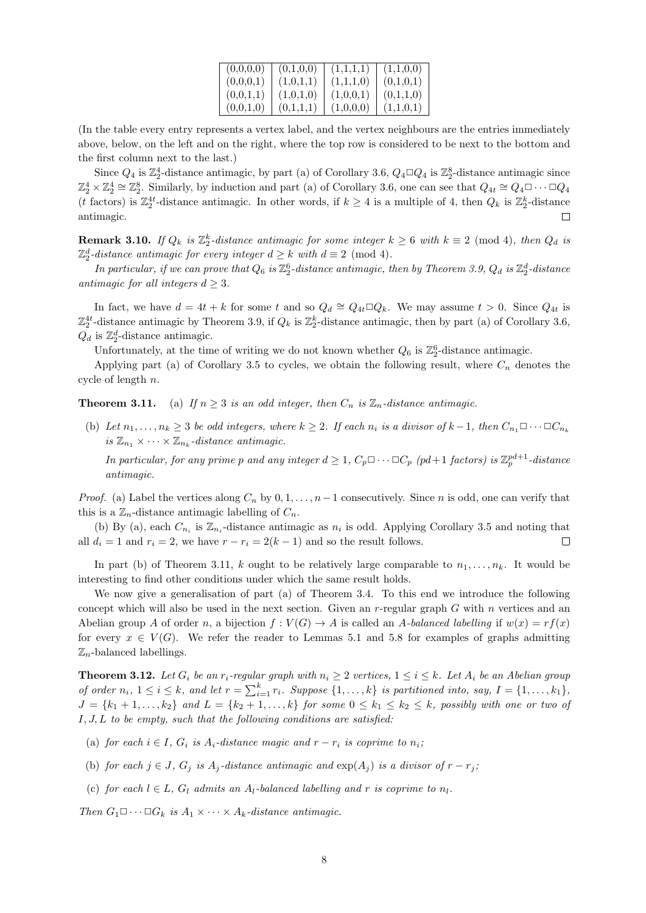| (0,0,0,0) | (0,1,0,0) | (1,1,1,1) | (1,1,0,0) |
|---|---|---|---|
| (0,0,0,1) | (1,0,1,1) | (1,1,1,0) | (0,1,0,1) |
| (0,0,1,1) | (1,0,1,0) | (1,0,0,1) | (0,1,1,0) |
| (0,0,1,0) | (0,1,1,1) | (1,0,0,0) | (1,1,0,1) |

(In the table every entry represents a vertex label, and the vertex neighbours are the entries immediately above, below, on the left and on the right, where the top row is considered to be next to the bottom and the first column next to the last.)

Since $Q_4$ is $\mathbb{Z}_2^4$-distance antimagic, by part (a) of Corollary 3.6, $Q_4 \Box Q_4$ is $\mathbb{Z}_2^8$-distance antimagic since $\mathbb{Z}_2^4 \times \mathbb{Z}_2^4 \cong \mathbb{Z}_2^8$. Similarly, by induction and part (a) of Corollary 3.6, one can see that $Q_{4t} \cong Q_4 \Box \cdots \Box Q_4$ ($t$ factors) is $\mathbb{Z}_2^{4t}$-distance antimagic. In other words, if $k \geq 4$ is a multiple of 4, then $Q_k$ is $\mathbb{Z}_2^k$-distance antimagic. $\square$

**Remark 3.10.** *If $Q_k$ is $\mathbb{Z}_2^k$-distance antimagic for some integer $k \geq 6$ with $k \equiv 2 \pmod 4$, then $Q_d$ is $\mathbb{Z}_2^d$-distance antimagic for every integer $d \geq k$ with $d \equiv 2 \pmod 4$.*

*In particular, if we can prove that $Q_6$ is $\mathbb{Z}_2^6$-distance antimagic, then by Theorem 3.9, $Q_d$ is $\mathbb{Z}_2^d$-distance antimagic for all integers $d \geq 3$.*

In fact, we have $d = 4t + k$ for some $t$ and so $Q_d \cong Q_{4t} \Box Q_k$. We may assume $t > 0$. Since $Q_{4t}$ is $\mathbb{Z}_2^{4t}$-distance antimagic by Theorem 3.9, if $Q_k$ is $\mathbb{Z}_2^k$-distance antimagic, then by part (a) of Corollary 3.6, $Q_d$ is $\mathbb{Z}_2^d$-distance antimagic.

Unfortunately, at the time of writing we do not known whether $Q_6$ is $\mathbb{Z}_2^6$-distance antimagic.

Applying part (a) of Corollary 3.5 to cycles, we obtain the following result, where $C_n$ denotes the cycle of length $n$.

**Theorem 3.11.** (a) *If $n \geq 3$ is an odd integer, then $C_n$ is $\mathbb{Z}_n$-distance antimagic.*

(b) *Let $n_1, \ldots, n_k \geq 3$ be odd integers, where $k \geq 2$. If each $n_i$ is a divisor of $k - 1$, then $C_{n_1} \Box \cdots \Box C_{n_k}$ is $\mathbb{Z}_{n_1} \times \cdots \times \mathbb{Z}_{n_k}$-distance antimagic.*

*In particular, for any prime $p$ and any integer $d \geq 1$, $C_p \Box \cdots \Box C_p$ ($pd+1$ factors) is $\mathbb{Z}_p^{pd+1}$-distance antimagic.*

*Proof.* (a) Label the vertices along $C_n$ by $0, 1, \ldots, n-1$ consecutively. Since $n$ is odd, one can verify that this is a $\mathbb{Z}_n$-distance antimagic labelling of $C_n$.

(b) By (a), each $C_{n_i}$ is $\mathbb{Z}_{n_i}$-distance antimagic as $n_i$ is odd. Applying Corollary 3.5 and noting that all $d_i = 1$ and $r_i = 2$, we have $r - r_i = 2(k-1)$ and so the result follows. $\square$

In part (b) of Theorem 3.11, $k$ ought to be relatively large comparable to $n_1, \ldots, n_k$. It would be interesting to find other conditions under which the same result holds.

We now give a generalisation of part (a) of Theorem 3.4. To this end we introduce the following concept which will also be used in the next section. Given an $r$-regular graph $G$ with $n$ vertices and an Abelian group $A$ of order $n$, a bijection $f : V(G) \to A$ is called an *$A$-balanced labelling* if $w(x) = rf(x)$ for every $x \in V(G)$. We refer the reader to Lemmas 5.1 and 5.8 for examples of graphs admitting $\mathbb{Z}_n$-balanced labellings.

**Theorem 3.12.** *Let $G_i$ be an $r_i$-regular graph with $n_i \geq 2$ vertices, $1 \leq i \leq k$. Let $A_i$ be an Abelian group of order $n_i$, $1 \leq i \leq k$, and let $r = \sum_{i=1}^k r_i$. Suppose $\{1, \ldots, k\}$ is partitioned into, say, $I = \{1, \ldots, k_1\}$, $J = \{k_1 + 1, \ldots, k_2\}$ and $L = \{k_2 + 1, \ldots, k\}$ for some $0 \leq k_1 \leq k_2 \leq k$, possibly with one or two of $I, J, L$ to be empty, such that the following conditions are satisfied:*

(a) *for each $i \in I$, $G_i$ is $A_i$-distance magic and $r - r_i$ is coprime to $n_i$;*

(b) *for each $j \in J$, $G_j$ is $A_j$-distance antimagic and $\exp(A_j)$ is a divisor of $r - r_j$;*

(c) *for each $l \in L$, $G_l$ admits an $A_l$-balanced labelling and $r$ is coprime to $n_l$.*

*Then $G_1 \Box \cdots \Box G_k$ is $A_1 \times \cdots \times A_k$-distance antimagic.*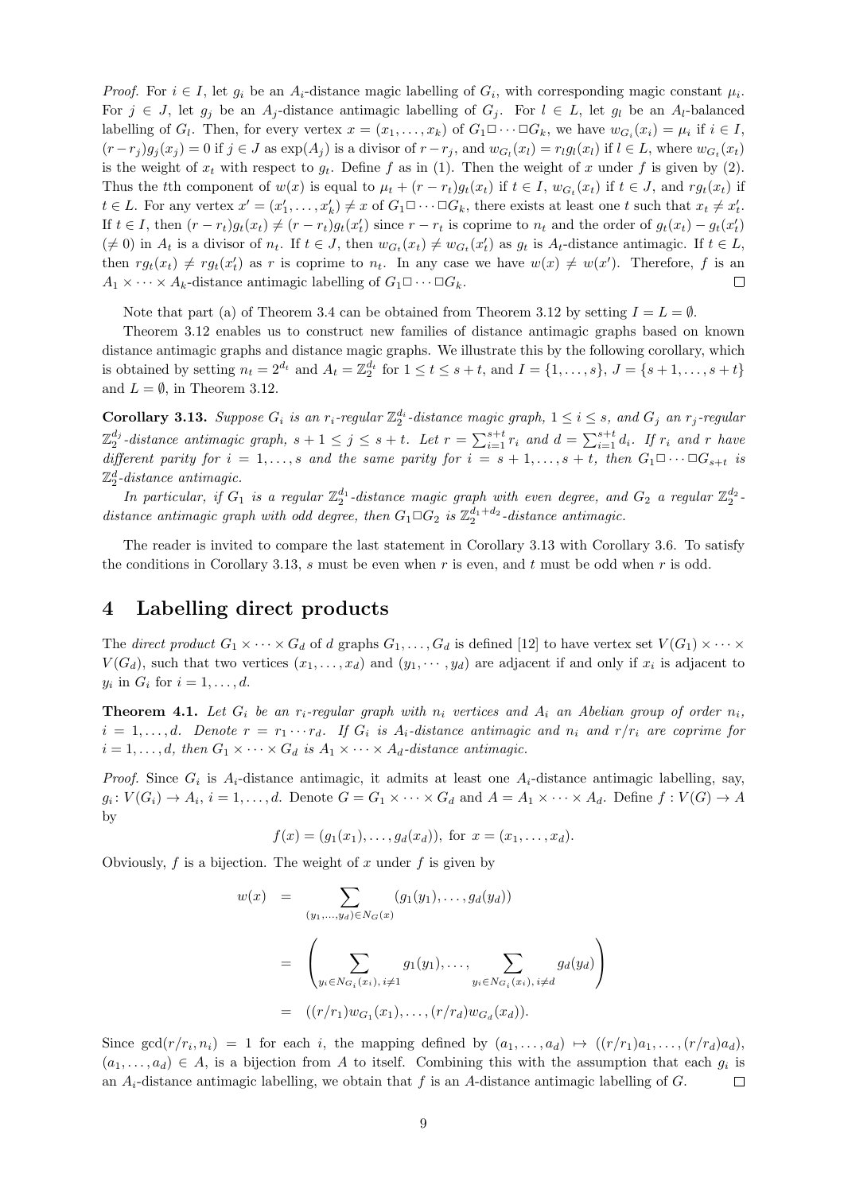*Proof.* For $i \in I$, let $g_i$ be an $A_i$-distance magic labelling of $G_i$, with corresponding magic constant $\mu_i$. For $j \in J$, let $g_j$ be an $A_j$-distance antimagic labelling of $G_j$. For $l \in L$, let $g_l$ be an $A_l$-balanced labelling of $G_l$. Then, for every vertex $x = (x_1, \ldots, x_k)$ of $G_1 \Box \cdots \Box G_k$, we have $w_{G_i}(x_i) = \mu_i$ if $i \in I$, $(r - r_j)g_j(x_j) = 0$ if $j \in J$ as $\exp(A_j)$ is a divisor of $r - r_j$, and $w_{G_l}(x_l) = r_l g_l(x_l)$ if $l \in L$, where $w_{G_t}(x_t)$ is the weight of $x_t$ with respect to $g_t$. Define $f$ as in (1). Then the weight of $x$ under $f$ is given by (2). Thus the $t$th component of $w(x)$ is equal to $\mu_t + (r - r_t)g_t(x_t)$ if $t \in I$, $w_{G_t}(x_t)$ if $t \in J$, and $rg_t(x_t)$ if $t \in L$. For any vertex $x' = (x'_1, \ldots, x'_k) \neq x$ of $G_1 \Box \cdots \Box G_k$, there exists at least one $t$ such that $x_t \neq x'_t$. If $t \in I$, then $(r - r_t)g_t(x_t) \neq (r - r_t)g_t(x'_t)$ since $r - r_t$ is coprime to $n_t$ and the order of $g_t(x_t) - g_t(x'_t)$ ($\neq 0$) in $A_t$ is a divisor of $n_t$. If $t \in J$, then $w_{G_t}(x_t) \neq w_{G_t}(x'_t)$ as $g_t$ is $A_t$-distance antimagic. If $t \in L$, then $rg_t(x_t) \neq rg_t(x'_t)$ as $r$ is coprime to $n_t$. In any case we have $w(x) \neq w(x')$. Therefore, $f$ is an $A_1 \times \cdots \times A_k$-distance antimagic labelling of $G_1 \Box \cdots \Box G_k$. $\square$

Note that part (a) of Theorem 3.4 can be obtained from Theorem 3.12 by setting $I = L = \emptyset$.

Theorem 3.12 enables us to construct new families of distance antimagic graphs based on known distance antimagic graphs and distance magic graphs. We illustrate this by the following corollary, which is obtained by setting $n_t = 2^{d_t}$ and $A_t = \mathbb{Z}_2^{d_t}$ for $1 \leq t \leq s + t$, and $I = \{1, \ldots, s\}$, $J = \{s + 1, \ldots, s + t\}$ and $L = \emptyset$, in Theorem 3.12.

**Corollary 3.13.** *Suppose $G_i$ is an $r_i$-regular $\mathbb{Z}_2^{d_i}$-distance magic graph, $1 \leq i \leq s$, and $G_j$ an $r_j$-regular $\mathbb{Z}_2^{d_j}$-distance antimagic graph, $s + 1 \leq j \leq s + t$. Let $r = \sum_{i=1}^{s+t} r_i$ and $d = \sum_{i=1}^{s+t} d_i$. If $r_i$ and $r$ have different parity for $i = 1, \ldots, s$ and the same parity for $i = s + 1, \ldots, s + t$, then $G_1 \Box \cdots \Box G_{s+t}$ is $\mathbb{Z}_2^d$-distance antimagic.*

*In particular, if $G_1$ is a regular $\mathbb{Z}_2^{d_1}$-distance magic graph with even degree, and $G_2$ a regular $\mathbb{Z}_2^{d_2}$-distance antimagic graph with odd degree, then $G_1 \Box G_2$ is $\mathbb{Z}_2^{d_1+d_2}$-distance antimagic.*

The reader is invited to compare the last statement in Corollary 3.13 with Corollary 3.6. To satisfy the conditions in Corollary 3.13, $s$ must be even when $r$ is even, and $t$ must be odd when $r$ is odd.

# 4 Labelling direct products

The *direct product* $G_1 \times \cdots \times G_d$ of $d$ graphs $G_1, \ldots, G_d$ is defined [12] to have vertex set $V(G_1) \times \cdots \times V(G_d)$, such that two vertices $(x_1, \ldots, x_d)$ and $(y_1, \cdots, y_d)$ are adjacent if and only if $x_i$ is adjacent to $y_i$ in $G_i$ for $i = 1, \ldots, d$.

**Theorem 4.1.** *Let $G_i$ be an $r_i$-regular graph with $n_i$ vertices and $A_i$ an Abelian group of order $n_i$, $i = 1, \ldots, d$. Denote $r = r_1 \cdots r_d$. If $G_i$ is $A_i$-distance antimagic and $n_i$ and $r/r_i$ are coprime for $i = 1, \ldots, d$, then $G_1 \times \cdots \times G_d$ is $A_1 \times \cdots \times A_d$-distance antimagic.*

*Proof.* Since $G_i$ is $A_i$-distance antimagic, it admits at least one $A_i$-distance antimagic labelling, say, $g_i \colon V(G_i) \to A_i$, $i = 1, \ldots, d$. Denote $G = G_1 \times \cdots \times G_d$ and $A = A_1 \times \cdots \times A_d$. Define $f : V(G) \to A$ by

$$f(x) = (g_1(x_1), \ldots, g_d(x_d)), \text{ for } x = (x_1, \ldots, x_d).$$

Obviously, $f$ is a bijection. The weight of $x$ under $f$ is given by

$$\begin{aligned}
w(x) &= \sum_{(y_1,\ldots,y_d) \in N_G(x)} (g_1(y_1), \ldots, g_d(y_d)) \\
&= \left( \sum_{y_i \in N_{G_i}(x_i),\, i \neq 1} g_1(y_1), \ldots, \sum_{y_i \in N_{G_i}(x_i),\, i \neq d} g_d(y_d) \right) \\
&= ((r/r_1) w_{G_1}(x_1), \ldots, (r/r_d) w_{G_d}(x_d)).
\end{aligned}$$

Since $\gcd(r/r_i, n_i) = 1$ for each $i$, the mapping defined by $(a_1, \ldots, a_d) \mapsto ((r/r_1)a_1, \ldots, (r/r_d)a_d)$, $(a_1, \ldots, a_d) \in A$, is a bijection from $A$ to itself. Combining this with the assumption that each $g_i$ is an $A_i$-distance antimagic labelling, we obtain that $f$ is an $A$-distance antimagic labelling of $G$. $\square$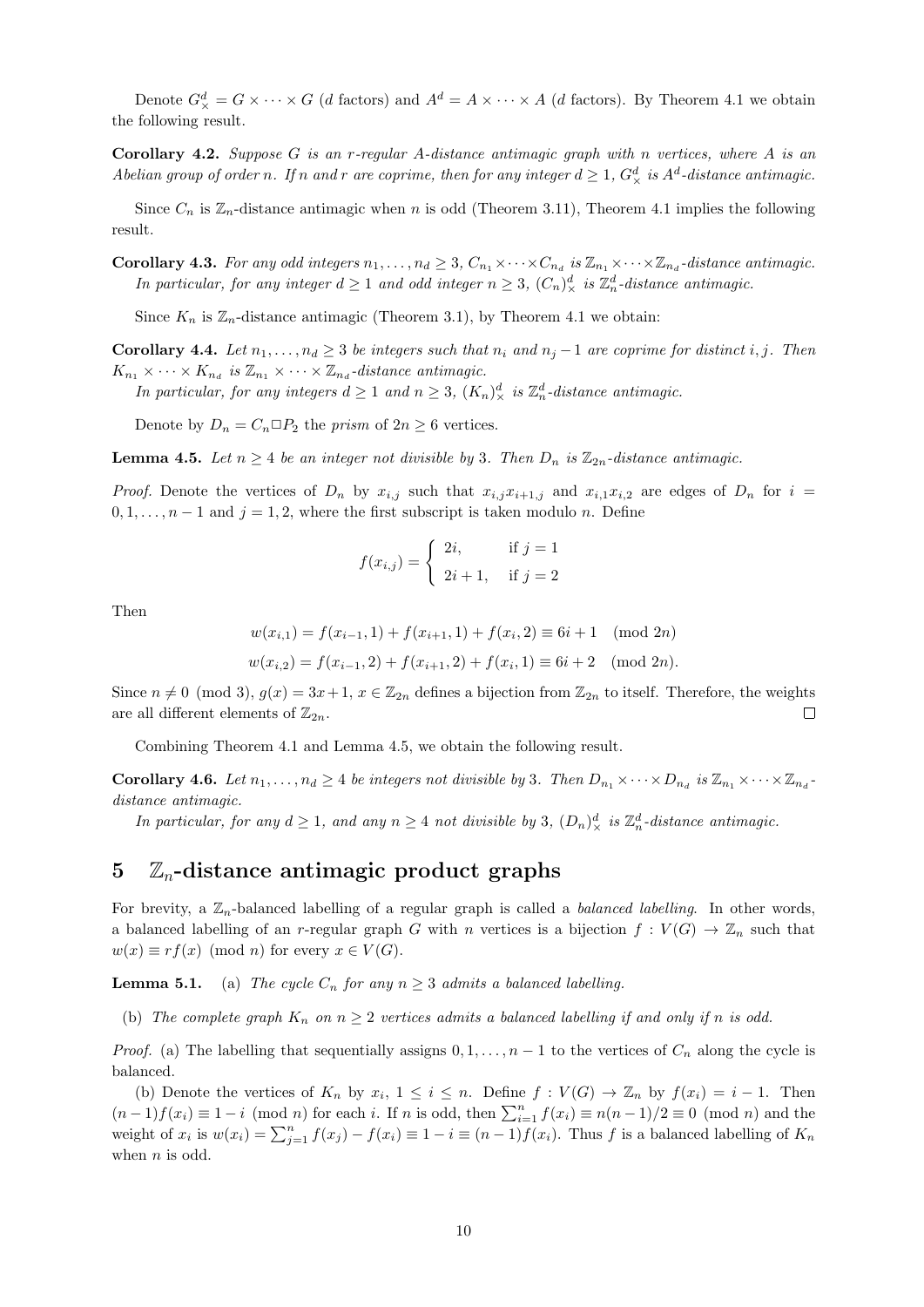Denote $G^d_\times = G \times \cdots \times G$ ($d$ factors) and $A^d = A \times \cdots \times A$ ($d$ factors). By Theorem 4.1 we obtain the following result.

**Corollary 4.2.** *Suppose $G$ is an $r$-regular $A$-distance antimagic graph with $n$ vertices, where $A$ is an Abelian group of order $n$. If $n$ and $r$ are coprime, then for any integer $d \ge 1$, $G^d_\times$ is $A^d$-distance antimagic.*

Since $C_n$ is $\mathbb{Z}_n$-distance antimagic when $n$ is odd (Theorem 3.11), Theorem 4.1 implies the following result.

**Corollary 4.3.** *For any odd integers $n_1, \ldots, n_d \ge 3$, $C_{n_1} \times \cdots \times C_{n_d}$ is $\mathbb{Z}_{n_1} \times \cdots \times \mathbb{Z}_{n_d}$-distance antimagic. In particular, for any integer $d \ge 1$ and odd integer $n \ge 3$, $(C_n)^d_\times$ is $\mathbb{Z}^d_n$-distance antimagic.*

Since $K_n$ is $\mathbb{Z}_n$-distance antimagic (Theorem 3.1), by Theorem 4.1 we obtain:

**Corollary 4.4.** *Let $n_1, \ldots, n_d \ge 3$ be integers such that $n_i$ and $n_j - 1$ are coprime for distinct $i, j$. Then $K_{n_1} \times \cdots \times K_{n_d}$ is $\mathbb{Z}_{n_1} \times \cdots \times \mathbb{Z}_{n_d}$-distance antimagic.*

*In particular, for any integers $d \ge 1$ and $n \ge 3$, $(K_n)^d_\times$ is $\mathbb{Z}^d_n$-distance antimagic.*

Denote by $D_n = C_n \Box P_2$ the *prism* of $2n \ge 6$ vertices.

**Lemma 4.5.** *Let $n \ge 4$ be an integer not divisible by 3. Then $D_n$ is $\mathbb{Z}_{2n}$-distance antimagic.*

*Proof.* Denote the vertices of $D_n$ by $x_{i,j}$ such that $x_{i,j}x_{i+1,j}$ and $x_{i,1}x_{i,2}$ are edges of $D_n$ for $i = 0, 1, \ldots, n-1$ and $j = 1, 2$, where the first subscript is taken modulo $n$. Define

$$f(x_{i,j}) = \begin{cases} 2i, & \text{if } j = 1 \\ 2i+1, & \text{if } j = 2 \end{cases}$$

Then

$$w(x_{i,1}) = f(x_{i-1}, 1) + f(x_{i+1}, 1) + f(x_i, 2) \equiv 6i + 1 \pmod{2n}$$

$$w(x_{i,2}) = f(x_{i-1}, 2) + f(x_{i+1}, 2) + f(x_i, 1) \equiv 6i + 2 \pmod{2n}.$$

Since $n \not\equiv 0 \pmod 3$, $g(x) = 3x + 1$, $x \in \mathbb{Z}_{2n}$ defines a bijection from $\mathbb{Z}_{2n}$ to itself. Therefore, the weights are all different elements of $\mathbb{Z}_{2n}$. $\square$

Combining Theorem 4.1 and Lemma 4.5, we obtain the following result.

**Corollary 4.6.** *Let $n_1, \ldots, n_d \ge 4$ be integers not divisible by 3. Then $D_{n_1} \times \cdots \times D_{n_d}$ is $\mathbb{Z}_{n_1} \times \cdots \times \mathbb{Z}_{n_d}$-distance antimagic.*

*In particular, for any $d \ge 1$, and any $n \ge 4$ not divisible by 3, $(D_n)^d_\times$ is $\mathbb{Z}^d_n$-distance antimagic.*

## 5 $\mathbb{Z}_n$-distance antimagic product graphs

For brevity, a $\mathbb{Z}_n$-balanced labelling of a regular graph is called a *balanced labelling*. In other words, a balanced labelling of an $r$-regular graph $G$ with $n$ vertices is a bijection $f : V(G) \to \mathbb{Z}_n$ such that $w(x) \equiv rf(x) \pmod n$ for every $x \in V(G)$.

**Lemma 5.1.** (a) *The cycle $C_n$ for any $n \ge 3$ admits a balanced labelling.*

(b) *The complete graph $K_n$ on $n \ge 2$ vertices admits a balanced labelling if and only if $n$ is odd.*

*Proof.* (a) The labelling that sequentially assigns $0, 1, \ldots, n-1$ to the vertices of $C_n$ along the cycle is balanced.

(b) Denote the vertices of $K_n$ by $x_i$, $1 \le i \le n$. Define $f : V(G) \to \mathbb{Z}_n$ by $f(x_i) = i - 1$. Then $(n-1)f(x_i) \equiv 1 - i \pmod n$ for each $i$. If $n$ is odd, then $\sum_{i=1}^n f(x_i) \equiv n(n-1)/2 \equiv 0 \pmod n$ and the weight of $x_i$ is $w(x_i) = \sum_{j=1}^n f(x_j) - f(x_i) \equiv 1 - i \equiv (n-1)f(x_i)$. Thus $f$ is a balanced labelling of $K_n$ when $n$ is odd.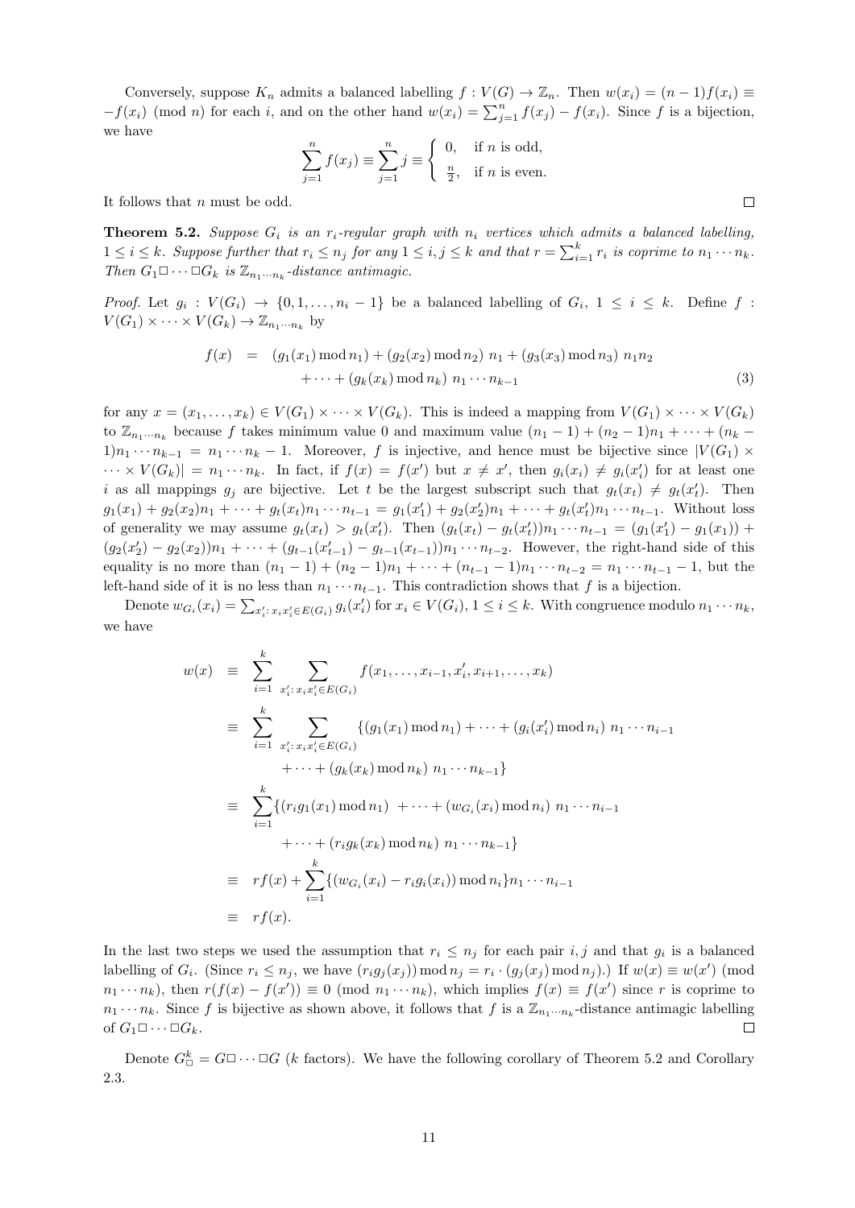Conversely, suppose $K_n$ admits a balanced labelling $f : V(G) \to \mathbb{Z}_n$. Then $w(x_i) = (n-1)f(x_i) \equiv -f(x_i) \pmod{n}$ for each $i$, and on the other hand $w(x_i) = \sum_{j=1}^{n} f(x_j) - f(x_i)$. Since $f$ is a bijection, we have

$$\sum_{j=1}^{n} f(x_j) \equiv \sum_{j=1}^{n} j \equiv \begin{cases} 0, & \text{if } n \text{ is odd,} \\ \frac{n}{2}, & \text{if } n \text{ is even.} \end{cases}$$

It follows that $n$ must be odd. □

**Theorem 5.2.** *Suppose $G_i$ is an $r_i$-regular graph with $n_i$ vertices which admits a balanced labelling, $1 \le i \le k$. Suppose further that $r_i \le n_j$ for any $1 \le i, j \le k$ and that $r = \sum_{i=1}^{k} r_i$ is coprime to $n_1 \cdots n_k$. Then $G_1 \Box \cdots \Box G_k$ is $\mathbb{Z}_{n_1 \cdots n_k}$-distance antimagic.*

*Proof.* Let $g_i : V(G_i) \to \{0, 1, \ldots, n_i - 1\}$ be a balanced labelling of $G_i$, $1 \le i \le k$. Define $f : V(G_1) \times \cdots \times V(G_k) \to \mathbb{Z}_{n_1 \cdots n_k}$ by

$$\begin{aligned} f(x) &= (g_1(x_1) \bmod n_1) + (g_2(x_2) \bmod n_2)\ n_1 + (g_3(x_3) \bmod n_3)\ n_1 n_2 \\ &\quad + \cdots + (g_k(x_k) \bmod n_k)\ n_1 \cdots n_{k-1} \end{aligned} \tag{3}$$

for any $x = (x_1, \ldots, x_k) \in V(G_1) \times \cdots \times V(G_k)$. This is indeed a mapping from $V(G_1) \times \cdots \times V(G_k)$ to $\mathbb{Z}_{n_1 \cdots n_k}$ because $f$ takes minimum value 0 and maximum value $(n_1 - 1) + (n_2 - 1)n_1 + \cdots + (n_k - 1)n_1 \cdots n_{k-1} = n_1 \cdots n_k - 1$. Moreover, $f$ is injective, and hence must be bijective since $|V(G_1) \times \cdots \times V(G_k)| = n_1 \cdots n_k$. In fact, if $f(x) = f(x')$ but $x \neq x'$, then $g_i(x_i) \neq g_i(x'_i)$ for at least one $i$ as all mappings $g_j$ are bijective. Let $t$ be the largest subscript such that $g_t(x_t) \neq g_t(x'_t)$. Then $g_1(x_1) + g_2(x_2)n_1 + \cdots + g_t(x_t)n_1 \cdots n_{t-1} = g_1(x'_1) + g_2(x'_2)n_1 + \cdots + g_t(x'_t)n_1 \cdots n_{t-1}$. Without loss of generality we may assume $g_t(x_t) > g_t(x'_t)$. Then $(g_t(x_t) - g_t(x'_t))n_1 \cdots n_{t-1} = (g_1(x'_1) - g_1(x_1)) + (g_2(x'_2) - g_2(x_2))n_1 + \cdots + (g_{t-1}(x'_{t-1}) - g_{t-1}(x_{t-1}))n_1 \cdots n_{t-2}$. However, the right-hand side of this equality is no more than $(n_1 - 1) + (n_2 - 1)n_1 + \cdots + (n_{t-1} - 1)n_1 \cdots n_{t-2} = n_1 \cdots n_{t-1} - 1$, but the left-hand side of it is no less than $n_1 \cdots n_{t-1}$. This contradiction shows that $f$ is a bijection.

Denote $w_{G_i}(x_i) = \sum_{x'_i:\, x_i x'_i \in E(G_i)} g_i(x'_i)$ for $x_i \in V(G_i)$, $1 \le i \le k$. With congruence modulo $n_1 \cdots n_k$, we have

$$\begin{aligned} w(x) &\equiv \sum_{i=1}^{k} \sum_{x'_i:\, x_i x'_i \in E(G_i)} f(x_1, \ldots, x_{i-1}, x'_i, x_{i+1}, \ldots, x_k) \\ &\equiv \sum_{i=1}^{k} \sum_{x'_i:\, x_i x'_i \in E(G_i)} \{(g_1(x_1) \bmod n_1) + \cdots + (g_i(x'_i) \bmod n_i)\ n_1 \cdots n_{i-1} \\ &\qquad + \cdots + (g_k(x_k) \bmod n_k)\ n_1 \cdots n_{k-1}\} \\ &\equiv \sum_{i=1}^{k} \{(r_i g_1(x_1) \bmod n_1)\ + \cdots + (w_{G_i}(x_i) \bmod n_i)\ n_1 \cdots n_{i-1} \\ &\qquad + \cdots + (r_i g_k(x_k) \bmod n_k)\ n_1 \cdots n_{k-1}\} \\ &\equiv r f(x) + \sum_{i=1}^{k} \{(w_{G_i}(x_i) - r_i g_i(x_i)) \bmod n_i\} n_1 \cdots n_{i-1} \\ &\equiv r f(x). \end{aligned}$$

In the last two steps we used the assumption that $r_i \le n_j$ for each pair $i, j$ and that $g_i$ is a balanced labelling of $G_i$. (Since $r_i \le n_j$, we have $(r_i g_j(x_j)) \bmod n_j = r_i \cdot (g_j(x_j) \bmod n_j)$.) If $w(x) \equiv w(x') \pmod{n_1 \cdots n_k}$, then $r(f(x) - f(x')) \equiv 0 \pmod{n_1 \cdots n_k}$, which implies $f(x) \equiv f(x')$ since $r$ is coprime to $n_1 \cdots n_k$. Since $f$ is bijective as shown above, it follows that $f$ is a $\mathbb{Z}_{n_1 \cdots n_k}$-distance antimagic labelling of $G_1 \Box \cdots \Box G_k$. □

Denote $G_\Box^k = G \Box \cdots \Box G$ ($k$ factors). We have the following corollary of Theorem 5.2 and Corollary 2.3.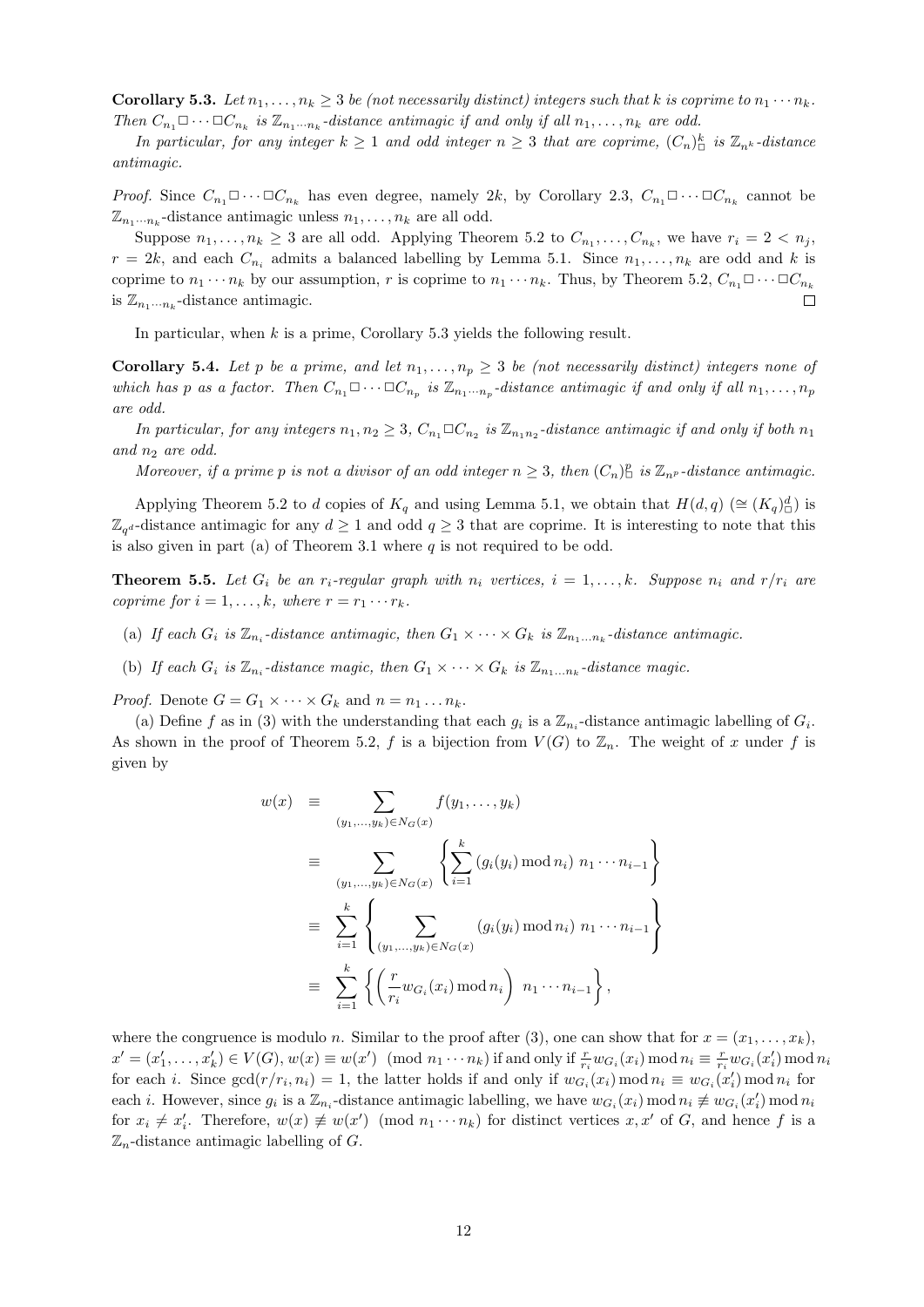**Corollary 5.3.** *Let $n_1, \ldots, n_k \geq 3$ be (not necessarily distinct) integers such that $k$ is coprime to $n_1 \cdots n_k$. Then $C_{n_1} \Box \cdots \Box C_{n_k}$ is $\mathbb{Z}_{n_1 \cdots n_k}$-distance antimagic if and only if all $n_1, \ldots, n_k$ are odd.*

*In particular, for any integer $k \geq 1$ and odd integer $n \geq 3$ that are coprime, $(C_n)^k_\Box$ is $\mathbb{Z}_{n^k}$-distance antimagic.*

*Proof.* Since $C_{n_1} \Box \cdots \Box C_{n_k}$ has even degree, namely $2k$, by Corollary 2.3, $C_{n_1} \Box \cdots \Box C_{n_k}$ cannot be $\mathbb{Z}_{n_1 \cdots n_k}$-distance antimagic unless $n_1, \ldots, n_k$ are all odd.

Suppose $n_1, \ldots, n_k \geq 3$ are all odd. Applying Theorem 5.2 to $C_{n_1}, \ldots, C_{n_k}$, we have $r_i = 2 < n_j$, $r = 2k$, and each $C_{n_i}$ admits a balanced labelling by Lemma 5.1. Since $n_1, \ldots, n_k$ are odd and $k$ is coprime to $n_1 \cdots n_k$ by our assumption, $r$ is coprime to $n_1 \cdots n_k$. Thus, by Theorem 5.2, $C_{n_1} \Box \cdots \Box C_{n_k}$ is $\mathbb{Z}_{n_1 \cdots n_k}$-distance antimagic. $\square$

In particular, when $k$ is a prime, Corollary 5.3 yields the following result.

**Corollary 5.4.** *Let $p$ be a prime, and let $n_1, \ldots, n_p \geq 3$ be (not necessarily distinct) integers none of which has $p$ as a factor. Then $C_{n_1} \Box \cdots \Box C_{n_p}$ is $\mathbb{Z}_{n_1 \cdots n_p}$-distance antimagic if and only if all $n_1, \ldots, n_p$ are odd.*

*In particular, for any integers $n_1, n_2 \geq 3$, $C_{n_1} \Box C_{n_2}$ is $\mathbb{Z}_{n_1 n_2}$-distance antimagic if and only if both $n_1$ and $n_2$ are odd.*

*Moreover, if a prime $p$ is not a divisor of an odd integer $n \geq 3$, then $(C_n)^p_\Box$ is $\mathbb{Z}_{n^p}$-distance antimagic.*

Applying Theorem 5.2 to $d$ copies of $K_q$ and using Lemma 5.1, we obtain that $H(d, q)$ ($\cong (K_q)^d_\Box$) is $\mathbb{Z}_{q^d}$-distance antimagic for any $d \geq 1$ and odd $q \geq 3$ that are coprime. It is interesting to note that this is also given in part (a) of Theorem 3.1 where $q$ is not required to be odd.

**Theorem 5.5.** *Let $G_i$ be an $r_i$-regular graph with $n_i$ vertices, $i = 1, \ldots, k$. Suppose $n_i$ and $r/r_i$ are coprime for $i = 1, \ldots, k$, where $r = r_1 \cdots r_k$.*

(a) *If each $G_i$ is $\mathbb{Z}_{n_i}$-distance antimagic, then $G_1 \times \cdots \times G_k$ is $\mathbb{Z}_{n_1 \ldots n_k}$-distance antimagic.*

(b) *If each $G_i$ is $\mathbb{Z}_{n_i}$-distance magic, then $G_1 \times \cdots \times G_k$ is $\mathbb{Z}_{n_1 \ldots n_k}$-distance magic.*

*Proof.* Denote $G = G_1 \times \cdots \times G_k$ and $n = n_1 \ldots n_k$.

(a) Define $f$ as in (3) with the understanding that each $g_i$ is a $\mathbb{Z}_{n_i}$-distance antimagic labelling of $G_i$. As shown in the proof of Theorem 5.2, $f$ is a bijection from $V(G)$ to $\mathbb{Z}_n$. The weight of $x$ under $f$ is given by

$$
\begin{aligned}
w(x) &\equiv \sum_{(y_1, \ldots, y_k) \in N_G(x)} f(y_1, \ldots, y_k) \\
&\equiv \sum_{(y_1, \ldots, y_k) \in N_G(x)} \left\{ \sum_{i=1}^{k} (g_i(y_i) \bmod n_i) \ n_1 \cdots n_{i-1} \right\} \\
&\equiv \sum_{i=1}^{k} \left\{ \sum_{(y_1, \ldots, y_k) \in N_G(x)} (g_i(y_i) \bmod n_i) \ n_1 \cdots n_{i-1} \right\} \\
&\equiv \sum_{i=1}^{k} \left\{ \left( \frac{r}{r_i} w_{G_i}(x_i) \bmod n_i \right) \ n_1 \cdots n_{i-1} \right\},
\end{aligned}
$$

where the congruence is modulo $n$. Similar to the proof after (3), one can show that for $x = (x_1, \ldots, x_k)$, $x' = (x'_1, \ldots, x'_k) \in V(G)$, $w(x) \equiv w(x') \pmod{n_1 \cdots n_k}$ if and only if $\frac{r}{r_i} w_{G_i}(x_i) \bmod n_i \equiv \frac{r}{r_i} w_{G_i}(x'_i) \bmod n_i$ for each $i$. Since $\gcd(r/r_i, n_i) = 1$, the latter holds if and only if $w_{G_i}(x_i) \bmod n_i \equiv w_{G_i}(x'_i) \bmod n_i$ for each $i$. However, since $g_i$ is a $\mathbb{Z}_{n_i}$-distance antimagic labelling, we have $w_{G_i}(x_i) \bmod n_i \not\equiv w_{G_i}(x'_i) \bmod n_i$ for $x_i \neq x'_i$. Therefore, $w(x) \not\equiv w(x') \pmod{n_1 \cdots n_k}$ for distinct vertices $x, x'$ of $G$, and hence $f$ is a $\mathbb{Z}_n$-distance antimagic labelling of $G$.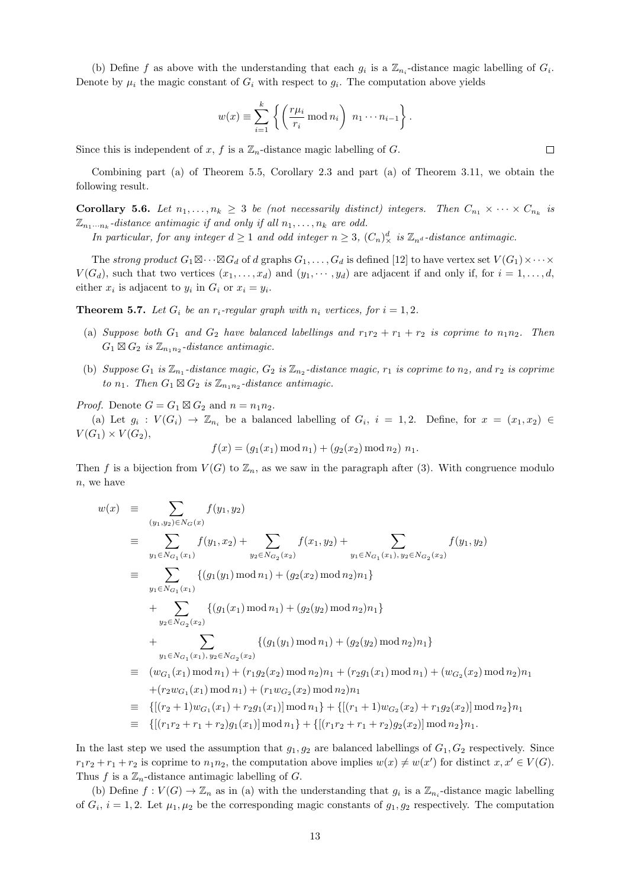(b) Define $f$ as above with the understanding that each $g_i$ is a $\mathbb{Z}_{n_i}$-distance magic labelling of $G_i$. Denote by $\mu_i$ the magic constant of $G_i$ with respect to $g_i$. The computation above yields

$$w(x) \equiv \sum_{i=1}^{k} \left\{ \left( \frac{r\mu_i}{r_i} \bmod n_i \right) \ n_1 \cdots n_{i-1} \right\}.$$

Since this is independent of $x$, $f$ is a $\mathbb{Z}_n$-distance magic labelling of $G$. $\square$

Combining part (a) of Theorem 5.5, Corollary 2.3 and part (a) of Theorem 3.11, we obtain the following result.

**Corollary 5.6.** *Let $n_1, \ldots, n_k \geq 3$ be (not necessarily distinct) integers. Then $C_{n_1} \times \cdots \times C_{n_k}$ is $\mathbb{Z}_{n_1 \cdots n_k}$-distance antimagic if and only if all $n_1, \ldots, n_k$ are odd.*

*In particular, for any integer $d \geq 1$ and odd integer $n \geq 3$, $(C_n)^d_\times$ is $\mathbb{Z}_{n^d}$-distance antimagic.*

The *strong product* $G_1 \boxtimes \cdots \boxtimes G_d$ of $d$ graphs $G_1, \ldots, G_d$ is defined [12] to have vertex set $V(G_1) \times \cdots \times V(G_d)$, such that two vertices $(x_1, \ldots, x_d)$ and $(y_1, \cdots, y_d)$ are adjacent if and only if, for $i = 1, \ldots, d$, either $x_i$ is adjacent to $y_i$ in $G_i$ or $x_i = y_i$.

**Theorem 5.7.** *Let $G_i$ be an $r_i$-regular graph with $n_i$ vertices, for $i = 1, 2$.*

- (a) *Suppose both $G_1$ and $G_2$ have balanced labellings and $r_1r_2 + r_1 + r_2$ is coprime to $n_1n_2$. Then $G_1 \boxtimes G_2$ is $\mathbb{Z}_{n_1n_2}$-distance antimagic.*
- (b) *Suppose $G_1$ is $\mathbb{Z}_{n_1}$-distance magic, $G_2$ is $\mathbb{Z}_{n_2}$-distance magic, $r_1$ is coprime to $n_2$, and $r_2$ is coprime to $n_1$. Then $G_1 \boxtimes G_2$ is $\mathbb{Z}_{n_1n_2}$-distance antimagic.*

*Proof.* Denote $G = G_1 \boxtimes G_2$ and $n = n_1n_2$.

(a) Let $g_i : V(G_i) \to \mathbb{Z}_{n_i}$ be a balanced labelling of $G_i$, $i = 1, 2$. Define, for $x = (x_1, x_2) \in V(G_1) \times V(G_2)$,

$$f(x) = (g_1(x_1) \bmod n_1) + (g_2(x_2) \bmod n_2)\ n_1.$$

Then $f$ is a bijection from $V(G)$ to $\mathbb{Z}_n$, as we saw in the paragraph after (3). With congruence modulo $n$, we have

$$\begin{aligned}
w(x) \ &\equiv \ \sum_{(y_1,y_2) \in N_G(x)} f(y_1, y_2) \\
&\equiv \ \sum_{y_1 \in N_{G_1}(x_1)} f(y_1, x_2) + \sum_{y_2 \in N_{G_2}(x_2)} f(x_1, y_2) + \sum_{y_1 \in N_{G_1}(x_1),\, y_2 \in N_{G_2}(x_2)} f(y_1, y_2) \\
&\equiv \ \sum_{y_1 \in N_{G_1}(x_1)} \{(g_1(y_1) \bmod n_1) + (g_2(x_2) \bmod n_2) n_1\} \\
&\quad + \sum_{y_2 \in N_{G_2}(x_2)} \{(g_1(x_1) \bmod n_1) + (g_2(y_2) \bmod n_2) n_1\} \\
&\quad + \sum_{y_1 \in N_{G_1}(x_1),\, y_2 \in N_{G_2}(x_2)} \{(g_1(y_1) \bmod n_1) + (g_2(y_2) \bmod n_2) n_1\} \\
&\equiv \ (w_{G_1}(x_1) \bmod n_1) + (r_1 g_2(x_2) \bmod n_2) n_1 + (r_2 g_1(x_1) \bmod n_1) + (w_{G_2}(x_2) \bmod n_2) n_1 \\
&\quad + (r_2 w_{G_1}(x_1) \bmod n_1) + (r_1 w_{G_2}(x_2) \bmod n_2) n_1 \\
&\equiv \ \{[(r_2 + 1) w_{G_1}(x_1) + r_2 g_1(x_1)] \bmod n_1\} + \{[(r_1 + 1) w_{G_2}(x_2) + r_1 g_2(x_2)] \bmod n_2\} n_1 \\
&\equiv \ \{[(r_1r_2 + r_1 + r_2) g_1(x_1)] \bmod n_1\} + \{[(r_1r_2 + r_1 + r_2) g_2(x_2)] \bmod n_2\} n_1.
\end{aligned}$$

In the last step we used the assumption that $g_1, g_2$ are balanced labellings of $G_1, G_2$ respectively. Since $r_1r_2 + r_1 + r_2$ is coprime to $n_1n_2$, the computation above implies $w(x) \neq w(x')$ for distinct $x, x' \in V(G)$. Thus $f$ is a $\mathbb{Z}_n$-distance antimagic labelling of $G$.

(b) Define $f : V(G) \to \mathbb{Z}_n$ as in (a) with the understanding that $g_i$ is a $\mathbb{Z}_{n_i}$-distance magic labelling of $G_i$, $i = 1, 2$. Let $\mu_1, \mu_2$ be the corresponding magic constants of $g_1, g_2$ respectively. The computation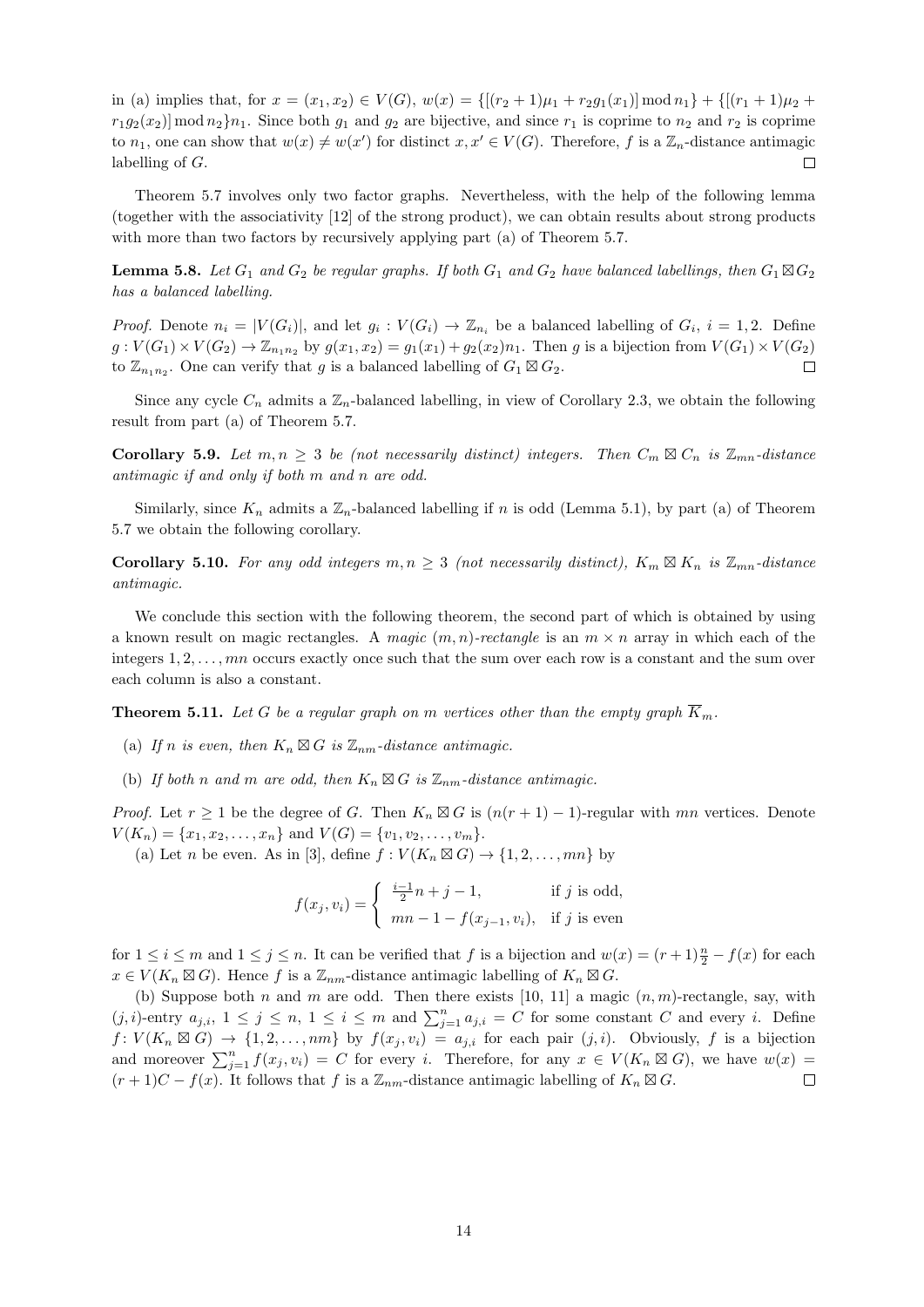in (a) implies that, for $x = (x_1, x_2) \in V(G)$, $w(x) = \{[(r_2+1)\mu_1 + r_2 g_1(x_1)] \bmod n_1\} + \{[(r_1+1)\mu_2 + r_1 g_2(x_2)] \bmod n_2\} n_1$. Since both $g_1$ and $g_2$ are bijective, and since $r_1$ is coprime to $n_2$ and $r_2$ is coprime to $n_1$, one can show that $w(x) \neq w(x')$ for distinct $x, x' \in V(G)$. Therefore, $f$ is a $\mathbb{Z}_n$-distance antimagic labelling of $G$. $\square$

Theorem 5.7 involves only two factor graphs. Nevertheless, with the help of the following lemma (together with the associativity [12] of the strong product), we can obtain results about strong products with more than two factors by recursively applying part (a) of Theorem 5.7.

**Lemma 5.8.** *Let $G_1$ and $G_2$ be regular graphs. If both $G_1$ and $G_2$ have balanced labellings, then $G_1 \boxtimes G_2$ has a balanced labelling.*

*Proof.* Denote $n_i = |V(G_i)|$, and let $g_i : V(G_i) \to \mathbb{Z}_{n_i}$ be a balanced labelling of $G_i$, $i = 1, 2$. Define $g : V(G_1) \times V(G_2) \to \mathbb{Z}_{n_1 n_2}$ by $g(x_1, x_2) = g_1(x_1) + g_2(x_2) n_1$. Then $g$ is a bijection from $V(G_1) \times V(G_2)$ to $\mathbb{Z}_{n_1 n_2}$. One can verify that $g$ is a balanced labelling of $G_1 \boxtimes G_2$. $\square$

Since any cycle $C_n$ admits a $\mathbb{Z}_n$-balanced labelling, in view of Corollary 2.3, we obtain the following result from part (a) of Theorem 5.7.

**Corollary 5.9.** *Let $m, n \geq 3$ be (not necessarily distinct) integers. Then $C_m \boxtimes C_n$ is $\mathbb{Z}_{mn}$-distance antimagic if and only if both $m$ and $n$ are odd.*

Similarly, since $K_n$ admits a $\mathbb{Z}_n$-balanced labelling if $n$ is odd (Lemma 5.1), by part (a) of Theorem 5.7 we obtain the following corollary.

**Corollary 5.10.** *For any odd integers $m, n \geq 3$ (not necessarily distinct), $K_m \boxtimes K_n$ is $\mathbb{Z}_{mn}$-distance antimagic.*

We conclude this section with the following theorem, the second part of which is obtained by using a known result on magic rectangles. A *magic $(m, n)$-rectangle* is an $m \times n$ array in which each of the integers $1, 2, \ldots, mn$ occurs exactly once such that the sum over each row is a constant and the sum over each column is also a constant.

**Theorem 5.11.** *Let $G$ be a regular graph on $m$ vertices other than the empty graph $\overline{K}_m$.*

(a) *If $n$ is even, then $K_n \boxtimes G$ is $\mathbb{Z}_{nm}$-distance antimagic.*

(b) *If both $n$ and $m$ are odd, then $K_n \boxtimes G$ is $\mathbb{Z}_{nm}$-distance antimagic.*

*Proof.* Let $r \geq 1$ be the degree of $G$. Then $K_n \boxtimes G$ is $(n(r+1)-1)$-regular with $mn$ vertices. Denote $V(K_n) = \{x_1, x_2, \ldots, x_n\}$ and $V(G) = \{v_1, v_2, \ldots, v_m\}$.

(a) Let $n$ be even. As in [3], define $f : V(K_n \boxtimes G) \to \{1, 2, \ldots, mn\}$ by

$$
f(x_j, v_i) = \begin{cases} \frac{i-1}{2} n + j - 1, & \text{if } j \text{ is odd,} \\ mn - 1 - f(x_{j-1}, v_i), & \text{if } j \text{ is even} \end{cases}
$$

for $1 \leq i \leq m$ and $1 \leq j \leq n$. It can be verified that $f$ is a bijection and $w(x) = (r+1)\frac{n}{2} - f(x)$ for each $x \in V(K_n \boxtimes G)$. Hence $f$ is a $\mathbb{Z}_{nm}$-distance antimagic labelling of $K_n \boxtimes G$.

(b) Suppose both $n$ and $m$ are odd. Then there exists [10, 11] a magic $(n, m)$-rectangle, say, with $(j, i)$-entry $a_{j,i}$, $1 \leq j \leq n$, $1 \leq i \leq m$ and $\sum_{j=1}^{n} a_{j,i} = C$ for some constant $C$ and every $i$. Define $f \colon V(K_n \boxtimes G) \to \{1, 2, \ldots, nm\}$ by $f(x_j, v_i) = a_{j,i}$ for each pair $(j, i)$. Obviously, $f$ is a bijection and moreover $\sum_{j=1}^{n} f(x_j, v_i) = C$ for every $i$. Therefore, for any $x \in V(K_n \boxtimes G)$, we have $w(x) = (r+1)C - f(x)$. It follows that $f$ is a $\mathbb{Z}_{nm}$-distance antimagic labelling of $K_n \boxtimes G$. $\square$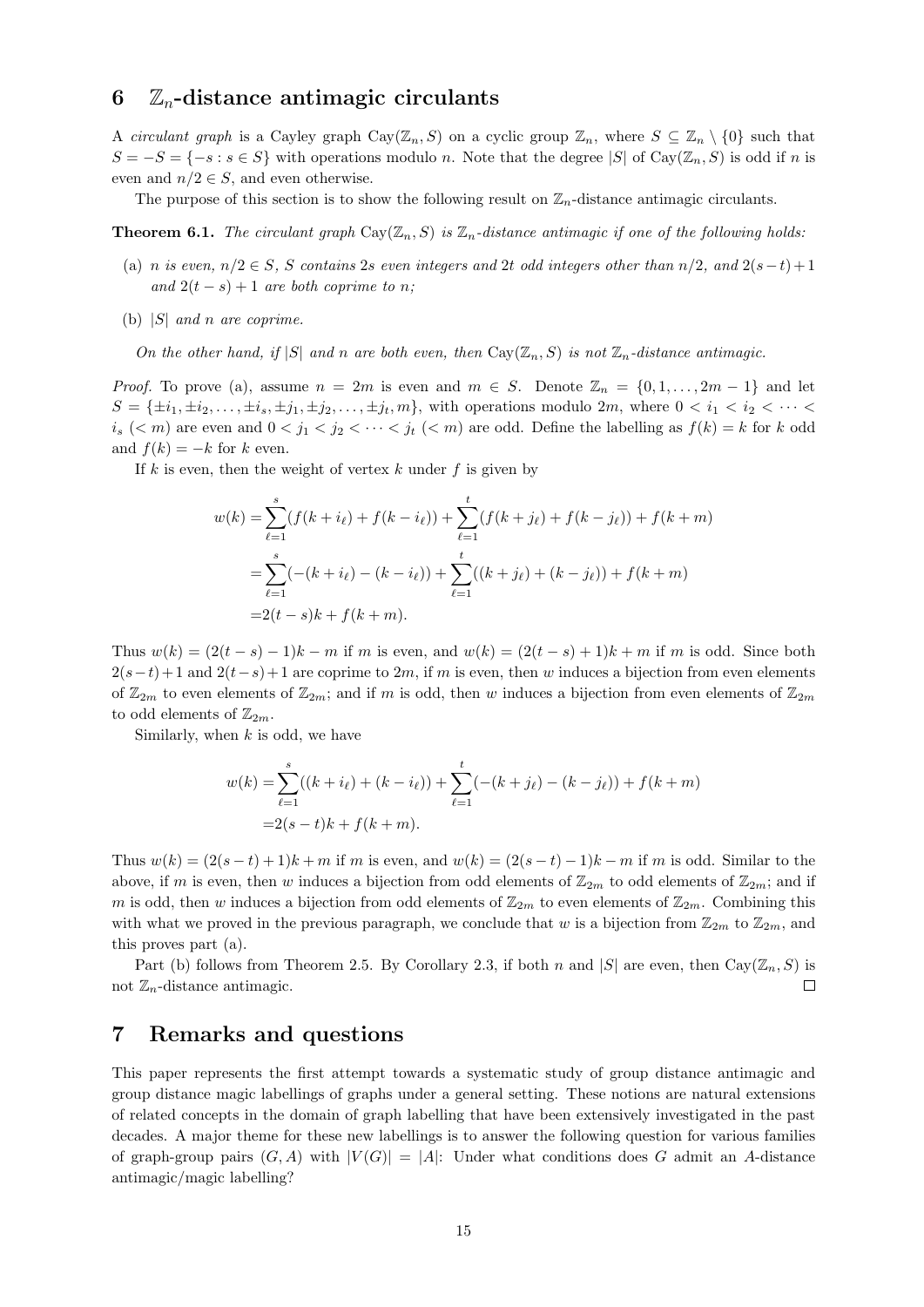## 6 $\mathbb{Z}_n$-distance antimagic circulants

A *circulant graph* is a Cayley graph $\mathrm{Cay}(\mathbb{Z}_n, S)$ on a cyclic group $\mathbb{Z}_n$, where $S \subseteq \mathbb{Z}_n \setminus \{0\}$ such that $S = -S = \{-s : s \in S\}$ with operations modulo $n$. Note that the degree $|S|$ of $\mathrm{Cay}(\mathbb{Z}_n, S)$ is odd if $n$ is even and $n/2 \in S$, and even otherwise.

The purpose of this section is to show the following result on $\mathbb{Z}_n$-distance antimagic circulants.

**Theorem 6.1.** *The circulant graph $\mathrm{Cay}(\mathbb{Z}_n, S)$ is $\mathbb{Z}_n$-distance antimagic if one of the following holds:*

(a) *$n$ is even, $n/2 \in S$, $S$ contains $2s$ even integers and $2t$ odd integers other than $n/2$, and $2(s-t)+1$ and $2(t-s)+1$ are both coprime to $n$;*

(b) *$|S|$ and $n$ are coprime.*

*On the other hand, if $|S|$ and $n$ are both even, then $\mathrm{Cay}(\mathbb{Z}_n, S)$ is not $\mathbb{Z}_n$-distance antimagic.*

*Proof.* To prove (a), assume $n = 2m$ is even and $m \in S$. Denote $\mathbb{Z}_n = \{0, 1, \ldots, 2m-1\}$ and let $S = \{\pm i_1, \pm i_2, \ldots, \pm i_s, \pm j_1, \pm j_2, \ldots, \pm j_t, m\}$, with operations modulo $2m$, where $0 < i_1 < i_2 < \cdots < i_s \; (< m)$ are even and $0 < j_1 < j_2 < \cdots < j_t \; (< m)$ are odd. Define the labelling as $f(k) = k$ for $k$ odd and $f(k) = -k$ for $k$ even.

If $k$ is even, then the weight of vertex $k$ under $f$ is given by

$$\begin{aligned}
w(k) =& \sum_{\ell=1}^{s}(f(k+i_\ell) + f(k-i_\ell)) + \sum_{\ell=1}^{t}(f(k+j_\ell) + f(k-j_\ell)) + f(k+m) \\
=& \sum_{\ell=1}^{s}(-(k+i_\ell) - (k-i_\ell)) + \sum_{\ell=1}^{t}((k+j_\ell) + (k-j_\ell)) + f(k+m) \\
=& 2(t-s)k + f(k+m).
\end{aligned}$$

Thus $w(k) = (2(t-s)-1)k - m$ if $m$ is even, and $w(k) = (2(t-s)+1)k + m$ if $m$ is odd. Since both $2(s-t)+1$ and $2(t-s)+1$ are coprime to $2m$, if $m$ is even, then $w$ induces a bijection from even elements of $\mathbb{Z}_{2m}$ to even elements of $\mathbb{Z}_{2m}$; and if $m$ is odd, then $w$ induces a bijection from even elements of $\mathbb{Z}_{2m}$ to odd elements of $\mathbb{Z}_{2m}$.

Similarly, when $k$ is odd, we have

$$\begin{aligned}
w(k) =& \sum_{\ell=1}^{s}((k+i_\ell) + (k-i_\ell)) + \sum_{\ell=1}^{t}(-(k+j_\ell) - (k-j_\ell)) + f(k+m) \\
=& 2(s-t)k + f(k+m).
\end{aligned}$$

Thus $w(k) = (2(s-t)+1)k + m$ if $m$ is even, and $w(k) = (2(s-t)-1)k - m$ if $m$ is odd. Similar to the above, if $m$ is even, then $w$ induces a bijection from odd elements of $\mathbb{Z}_{2m}$ to odd elements of $\mathbb{Z}_{2m}$; and if $m$ is odd, then $w$ induces a bijection from odd elements of $\mathbb{Z}_{2m}$ to even elements of $\mathbb{Z}_{2m}$. Combining this with what we proved in the previous paragraph, we conclude that $w$ is a bijection from $\mathbb{Z}_{2m}$ to $\mathbb{Z}_{2m}$, and this proves part (a).

Part (b) follows from Theorem 2.5. By Corollary 2.3, if both $n$ and $|S|$ are even, then $\mathrm{Cay}(\mathbb{Z}_n, S)$ is not $\mathbb{Z}_n$-distance antimagic. $\square$

## 7 Remarks and questions

This paper represents the first attempt towards a systematic study of group distance antimagic and group distance magic labellings of graphs under a general setting. These notions are natural extensions of related concepts in the domain of graph labelling that have been extensively investigated in the past decades. A major theme for these new labellings is to answer the following question for various families of graph-group pairs $(G, A)$ with $|V(G)| = |A|$: Under what conditions does $G$ admit an $A$-distance antimagic/magic labelling?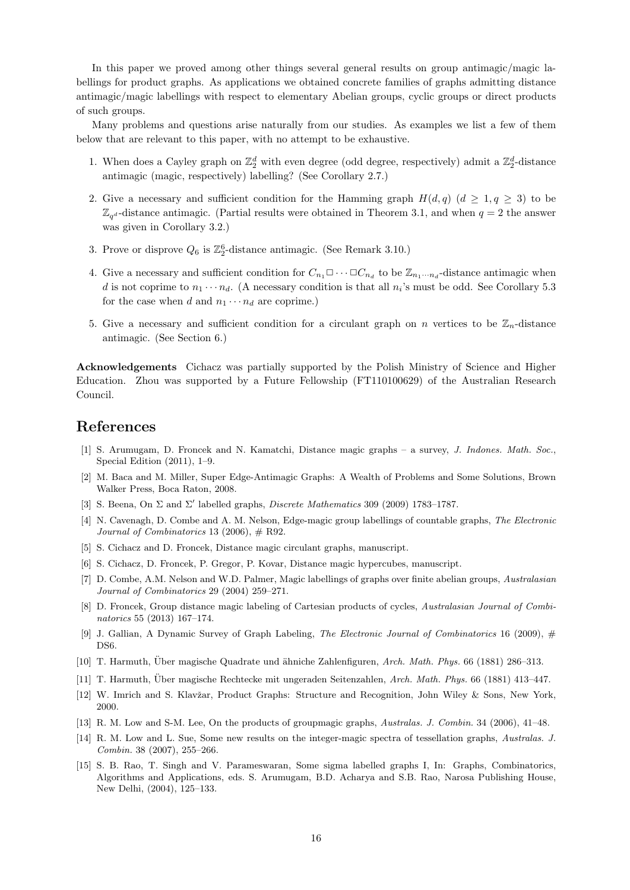In this paper we proved among other things several general results on group antimagic/magic labellings for product graphs. As applications we obtained concrete families of graphs admitting distance antimagic/magic labellings with respect to elementary Abelian groups, cyclic groups or direct products of such groups.

Many problems and questions arise naturally from our studies. As examples we list a few of them below that are relevant to this paper, with no attempt to be exhaustive.

1. When does a Cayley graph on $\mathbb{Z}_2^d$ with even degree (odd degree, respectively) admit a $\mathbb{Z}_2^d$-distance antimagic (magic, respectively) labelling? (See Corollary 2.7.)

2. Give a necessary and sufficient condition for the Hamming graph $H(d,q)$ ($d \geq 1, q \geq 3$) to be $\mathbb{Z}_{q^d}$-distance antimagic. (Partial results were obtained in Theorem 3.1, and when $q = 2$ the answer was given in Corollary 3.2.)

3. Prove or disprove $Q_6$ is $\mathbb{Z}_2^6$-distance antimagic. (See Remark 3.10.)

4. Give a necessary and sufficient condition for $C_{n_1} \Box \cdots \Box C_{n_d}$ to be $\mathbb{Z}_{n_1 \cdots n_d}$-distance antimagic when $d$ is not coprime to $n_1 \cdots n_d$. (A necessary condition is that all $n_i$'s must be odd. See Corollary 5.3 for the case when $d$ and $n_1 \cdots n_d$ are coprime.)

5. Give a necessary and sufficient condition for a circulant graph on $n$ vertices to be $\mathbb{Z}_n$-distance antimagic. (See Section 6.)

**Acknowledgements** Cichacz was partially supported by the Polish Ministry of Science and Higher Education. Zhou was supported by a Future Fellowship (FT110100629) of the Australian Research Council.

# References

[1] S. Arumugam, D. Froncek and N. Kamatchi, Distance magic graphs – a survey, *J. Indones. Math. Soc.*, Special Edition (2011), 1–9.

[2] M. Baca and M. Miller, Super Edge-Antimagic Graphs: A Wealth of Problems and Some Solutions, Brown Walker Press, Boca Raton, 2008.

[3] S. Beena, On $\Sigma$ and $\Sigma'$ labelled graphs, *Discrete Mathematics* 309 (2009) 1783–1787.

[4] N. Cavenagh, D. Combe and A. M. Nelson, Edge-magic group labellings of countable graphs, *The Electronic Journal of Combinatorics* 13 (2006), # R92.

[5] S. Cichacz and D. Froncek, Distance magic circulant graphs, manuscript.

[6] S. Cichacz, D. Froncek, P. Gregor, P. Kovar, Distance magic hypercubes, manuscript.

[7] D. Combe, A.M. Nelson and W.D. Palmer, Magic labellings of graphs over finite abelian groups, *Australasian Journal of Combinatorics* 29 (2004) 259–271.

[8] D. Froncek, Group distance magic labeling of Cartesian products of cycles, *Australasian Journal of Combinatorics* 55 (2013) 167–174.

[9] J. Gallian, A Dynamic Survey of Graph Labeling, *The Electronic Journal of Combinatorics* 16 (2009), # DS6.

[10] T. Harmuth, Über magische Quadrate und ähniche Zahlenfiguren, *Arch. Math. Phys.* 66 (1881) 286–313.

[11] T. Harmuth, Über magische Rechtecke mit ungeraden Seitenzahlen, *Arch. Math. Phys.* 66 (1881) 413–447.

[12] W. Imrich and S. Klavžar, Product Graphs: Structure and Recognition, John Wiley & Sons, New York, 2000.

[13] R. M. Low and S-M. Lee, On the products of groupmagic graphs, *Australas. J. Combin.* 34 (2006), 41–48.

[14] R. M. Low and L. Sue, Some new results on the integer-magic spectra of tessellation graphs, *Australas. J. Combin.* 38 (2007), 255–266.

[15] S. B. Rao, T. Singh and V. Parameswaran, Some sigma labelled graphs I, In: Graphs, Combinatorics, Algorithms and Applications, eds. S. Arumugam, B.D. Acharya and S.B. Rao, Narosa Publishing House, New Delhi, (2004), 125–133.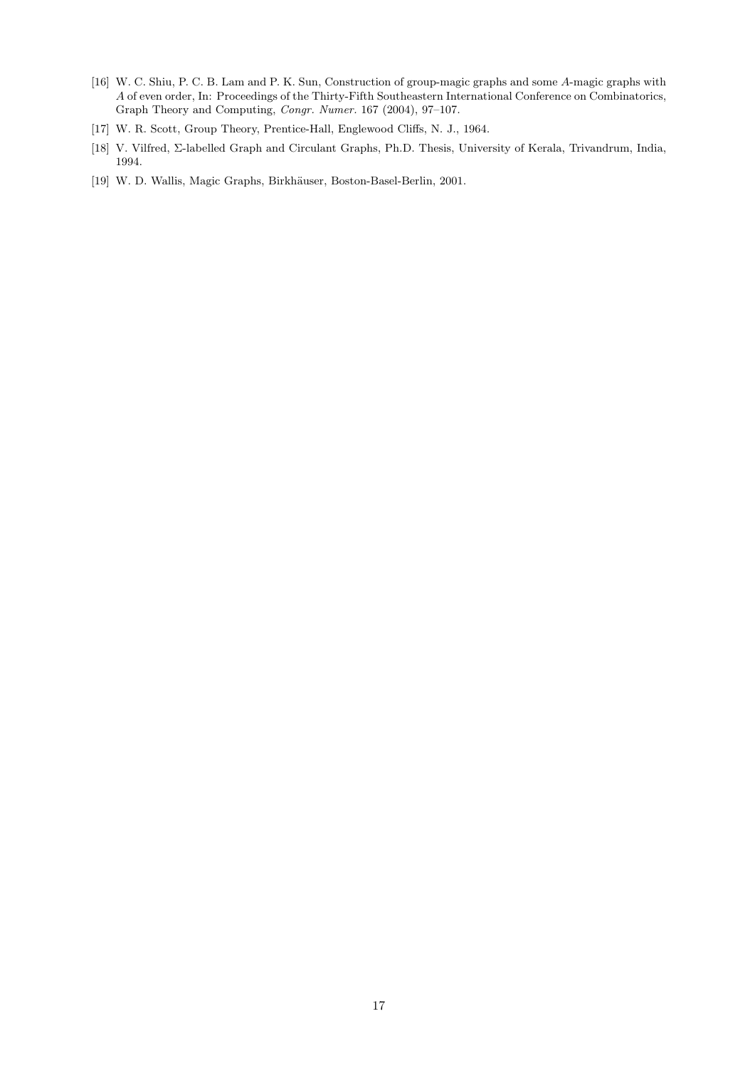[16] W. C. Shiu, P. C. B. Lam and P. K. Sun, Construction of group-magic graphs and some $A$-magic graphs with $A$ of even order, In: Proceedings of the Thirty-Fifth Southeastern International Conference on Combinatorics, Graph Theory and Computing, *Congr. Numer.* 167 (2004), 97–107.

[17] W. R. Scott, Group Theory, Prentice-Hall, Englewood Cliffs, N. J., 1964.

[18] V. Vilfred, $\Sigma$-labelled Graph and Circulant Graphs, Ph.D. Thesis, University of Kerala, Trivandrum, India, 1994.

[19] W. D. Wallis, Magic Graphs, Birkhäuser, Boston-Basel-Berlin, 2001.